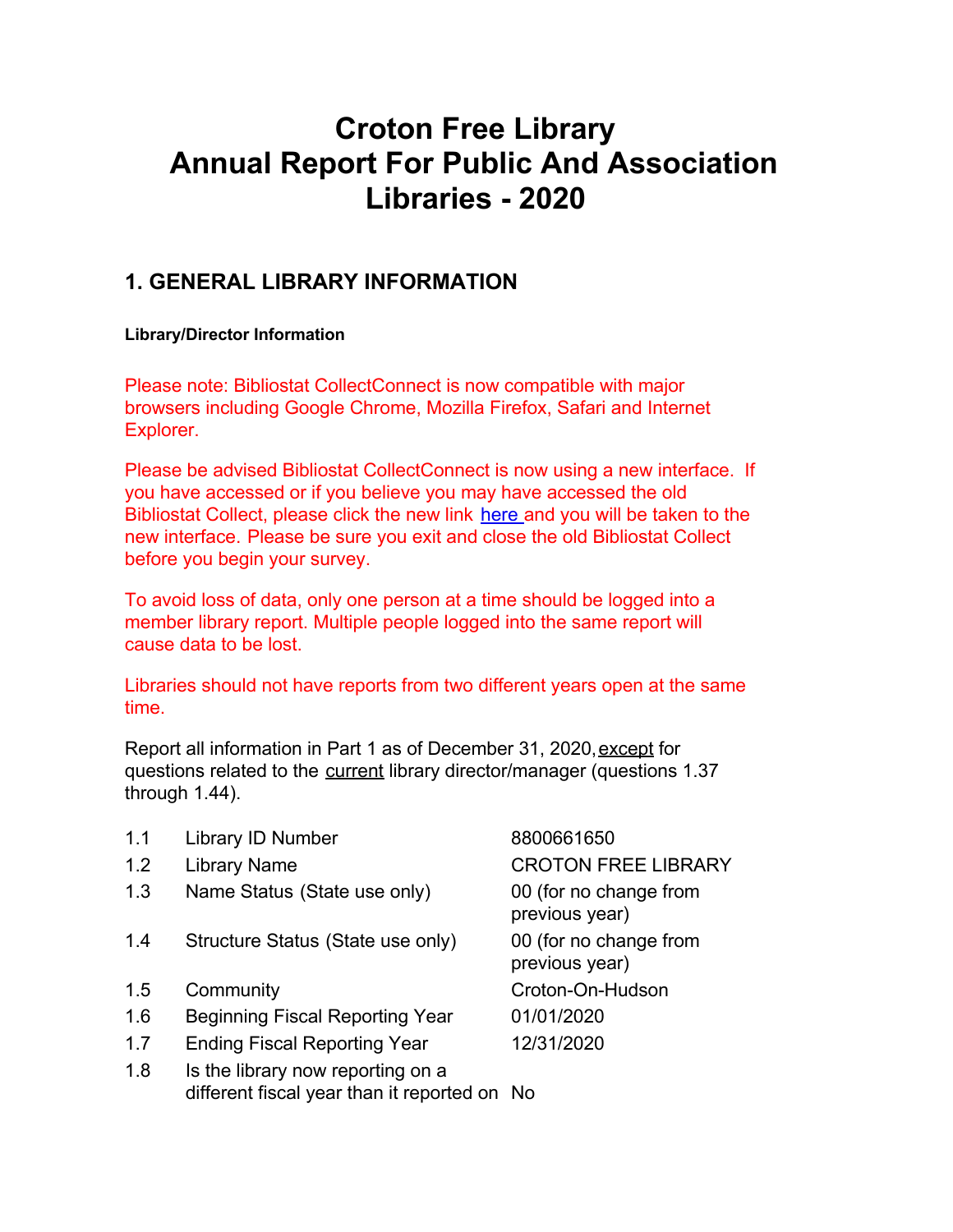# Croton Free Library
# Annual Report For Public And Association Libraries - 2020

## 1. GENERAL LIBRARY INFORMATION

#### Library/Director Information

Please note: Bibliostat CollectConnect is now compatible with major browsers including Google Chrome, Mozilla Firefox, Safari and Internet Explorer.

Please be advised Bibliostat CollectConnect is now using a new interface. If you have accessed or if you believe you may have accessed the old Bibliostat Collect, please click the new link here and you will be taken to the new interface. Please be sure you exit and close the old Bibliostat Collect before you begin your survey.

To avoid loss of data, only one person at a time should be logged into a member library report. Multiple people logged into the same report will cause data to be lost.

Libraries should not have reports from two different years open at the same time.

Report all information in Part 1 as of December 31, 2020, except for questions related to the current library director/manager (questions 1.37 through 1.44).

| | | |
|---|---|---|
| 1.1 | Library ID Number | 8800661650 |
| 1.2 | Library Name | CROTON FREE LIBRARY |
| 1.3 | Name Status (State use only) | 00 (for no change from previous year) |
| 1.4 | Structure Status (State use only) | 00 (for no change from previous year) |
| 1.5 | Community | Croton-On-Hudson |
| 1.6 | Beginning Fiscal Reporting Year | 01/01/2020 |
| 1.7 | Ending Fiscal Reporting Year | 12/31/2020 |
| 1.8 | Is the library now reporting on a different fiscal year than it reported on | No |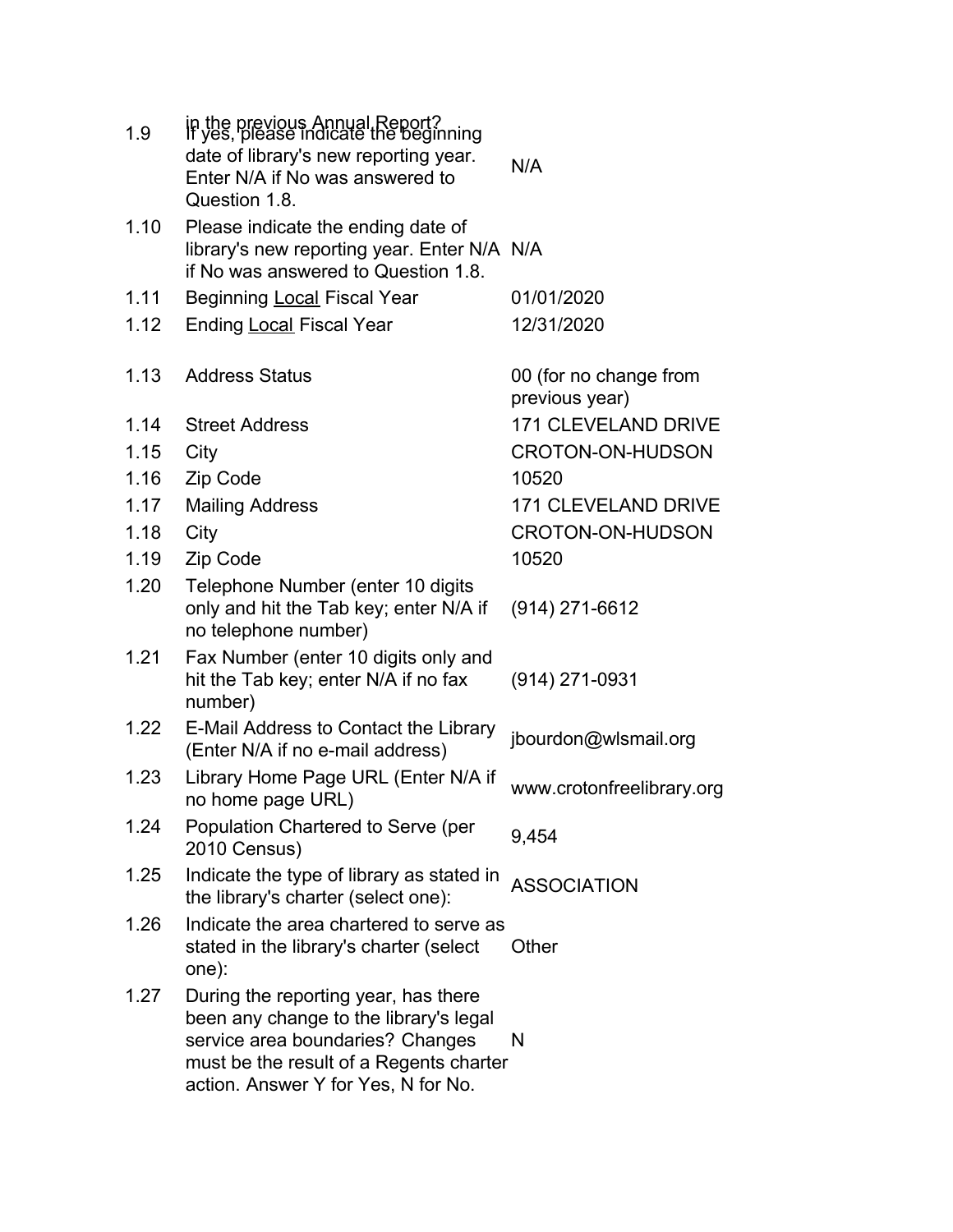| | | |
|---|---|---|
| 1.9 | in the previous Annual Report? If yes, please indicate the beginning date of library's new reporting year. Enter N/A if No was answered to Question 1.8. | N/A |
| 1.10 | Please indicate the ending date of library's new reporting year. Enter N/A if No was answered to Question 1.8. | N/A |
| 1.11 | Beginning Local Fiscal Year | 01/01/2020 |
| 1.12 | Ending Local Fiscal Year | 12/31/2020 |
| 1.13 | Address Status | 00 (for no change from previous year) |
| 1.14 | Street Address | 171 CLEVELAND DRIVE |
| 1.15 | City | CROTON-ON-HUDSON |
| 1.16 | Zip Code | 10520 |
| 1.17 | Mailing Address | 171 CLEVELAND DRIVE |
| 1.18 | City | CROTON-ON-HUDSON |
| 1.19 | Zip Code | 10520 |
| 1.20 | Telephone Number (enter 10 digits only and hit the Tab key; enter N/A if no telephone number) | (914) 271-6612 |
| 1.21 | Fax Number (enter 10 digits only and hit the Tab key; enter N/A if no fax number) | (914) 271-0931 |
| 1.22 | E-Mail Address to Contact the Library (Enter N/A if no e-mail address) | jbourdon@wlsmail.org |
| 1.23 | Library Home Page URL (Enter N/A if no home page URL) | www.crotonfreelibrary.org |
| 1.24 | Population Chartered to Serve (per 2010 Census) | 9,454 |
| 1.25 | Indicate the type of library as stated in the library's charter (select one): | ASSOCIATION |
| 1.26 | Indicate the area chartered to serve as stated in the library's charter (select one): | Other |
| 1.27 | During the reporting year, has there been any change to the library's legal service area boundaries? Changes must be the result of a Regents charter action. Answer Y for Yes, N for No. | N |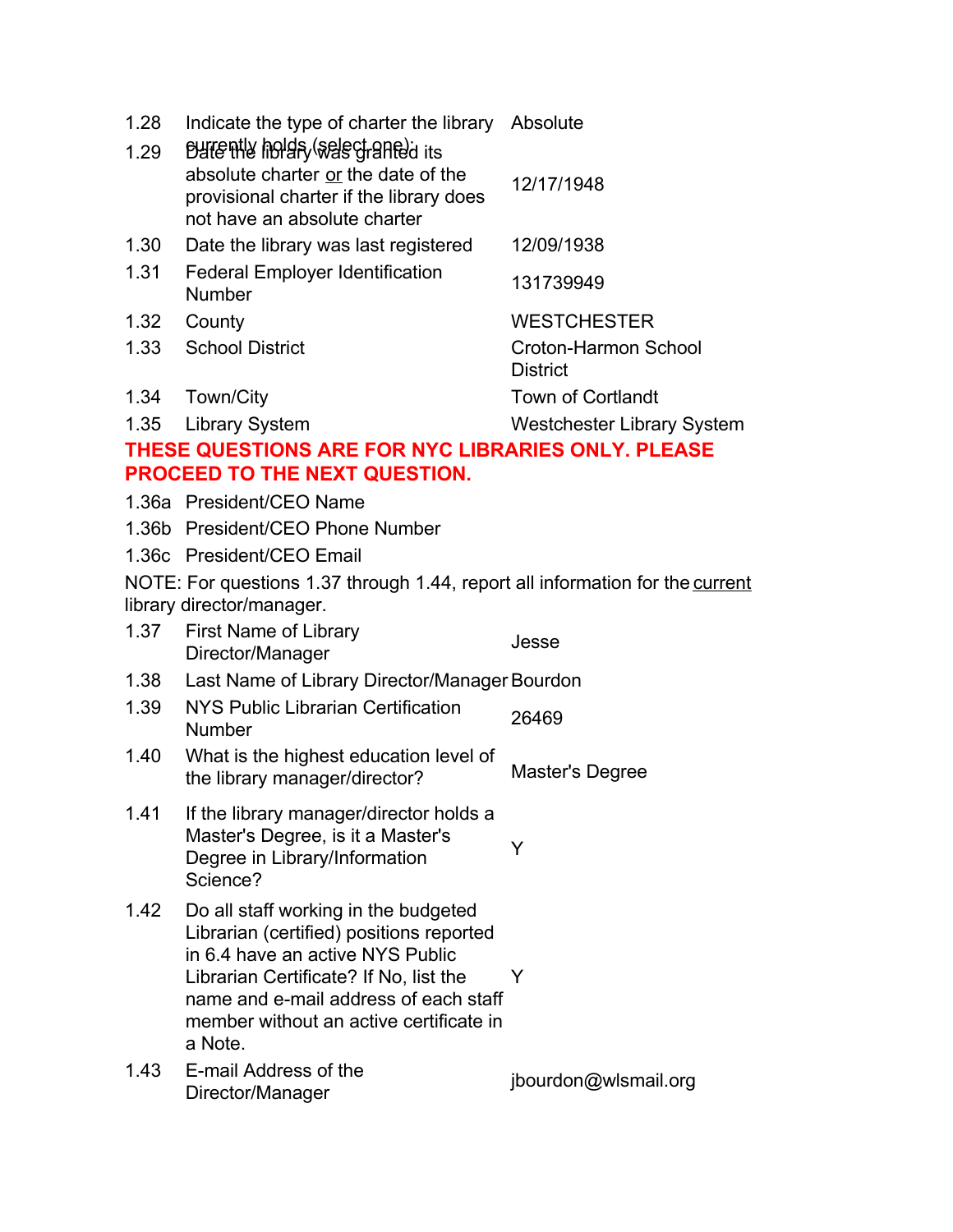| | | |
|---|---|---|
| 1.28 | Indicate the type of charter the library currently holds (select one): | Absolute |
| 1.29 | Date the library was granted its absolute charter or the date of the provisional charter if the library does not have an absolute charter | 12/17/1948 |
| 1.30 | Date the library was last registered | 12/09/1938 |
| 1.31 | Federal Employer Identification Number | 131739949 |
| 1.32 | County | WESTCHESTER |
| 1.33 | School District | Croton-Harmon School District |
| 1.34 | Town/City | Town of Cortlandt |
| 1.35 | Library System | Westchester Library System |

**THESE QUESTIONS ARE FOR NYC LIBRARIES ONLY. PLEASE PROCEED TO THE NEXT QUESTION.**

| | | |
|---|---|---|
| 1.36a | President/CEO Name | |
| 1.36b | President/CEO Phone Number | |
| 1.36c | President/CEO Email | |

NOTE: For questions 1.37 through 1.44, report all information for the current library director/manager.

| | | |
|---|---|---|
| 1.37 | First Name of Library Director/Manager | Jesse |
| 1.38 | Last Name of Library Director/Manager | Bourdon |
| 1.39 | NYS Public Librarian Certification Number | 26469 |
| 1.40 | What is the highest education level of the library manager/director? | Master's Degree |
| 1.41 | If the library manager/director holds a Master's Degree, is it a Master's Degree in Library/Information Science? | Y |
| 1.42 | Do all staff working in the budgeted Librarian (certified) positions reported in 6.4 have an active NYS Public Librarian Certificate? If No, list the name and e-mail address of each staff member without an active certificate in a Note. | Y |
| 1.43 | E-mail Address of the Director/Manager | jbourdon@wlsmail.org |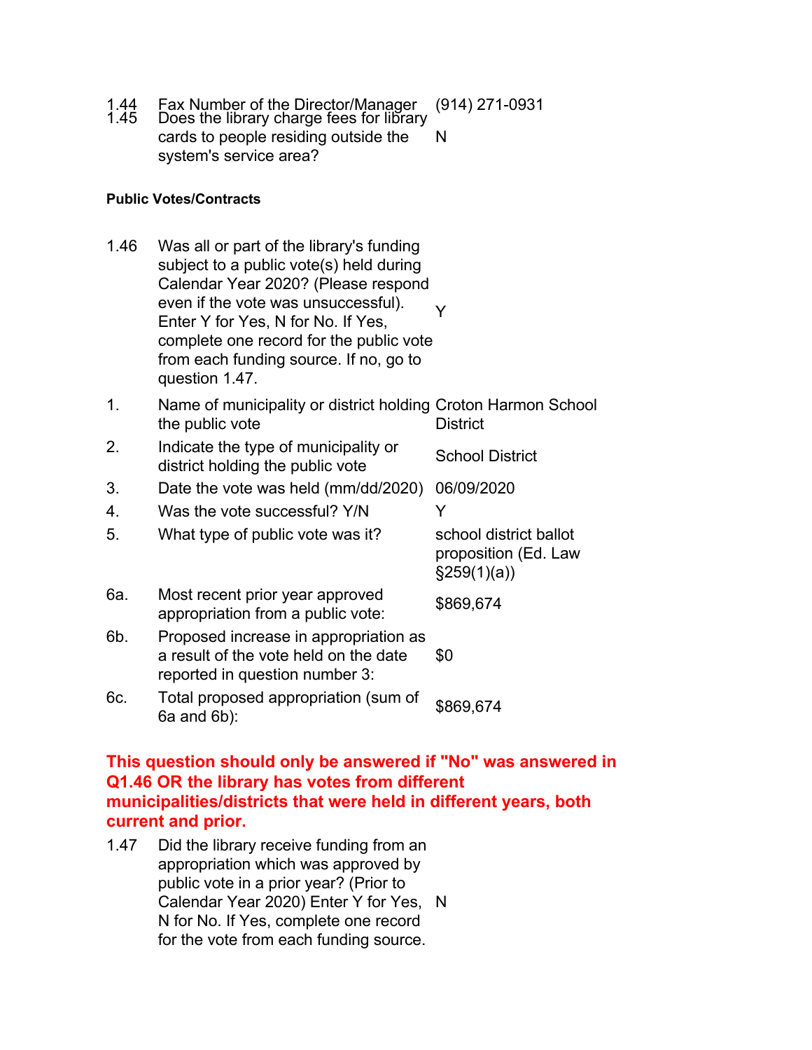| | | |
|---|---|---|
| 1.44 | Fax Number of the Director/Manager | (914) 271-0931 |
| 1.45 | Does the library charge fees for library cards to people residing outside the system's service area? | N |

**Public Votes/Contracts**

| | | |
|---|---|---|
| 1.46 | Was all or part of the library's funding subject to a public vote(s) held during Calendar Year 2020? (Please respond even if the vote was unsuccessful). Enter Y for Yes, N for No. If Yes, complete one record for the public vote from each funding source. If no, go to question 1.47. | Y |
| 1. | Name of municipality or district holding the public vote | Croton Harmon School District |
| 2. | Indicate the type of municipality or district holding the public vote | School District |
| 3. | Date the vote was held (mm/dd/2020) | 06/09/2020 |
| 4. | Was the vote successful? Y/N | Y |
| 5. | What type of public vote was it? | school district ballot proposition (Ed. Law §259(1)(a)) |
| 6a. | Most recent prior year approved appropriation from a public vote: | $869,674 |
| 6b. | Proposed increase in appropriation as a result of the vote held on the date reported in question number 3: | $0 |
| 6c. | Total proposed appropriation (sum of 6a and 6b): | $869,674 |

**This question should only be answered if "No" was answered in Q1.46 OR the library has votes from different municipalities/districts that were held in different years, both current and prior.**

| | | |
|---|---|---|
| 1.47 | Did the library receive funding from an appropriation which was approved by public vote in a prior year? (Prior to Calendar Year 2020) Enter Y for Yes, N for No. If Yes, complete one record for the vote from each funding source. | N |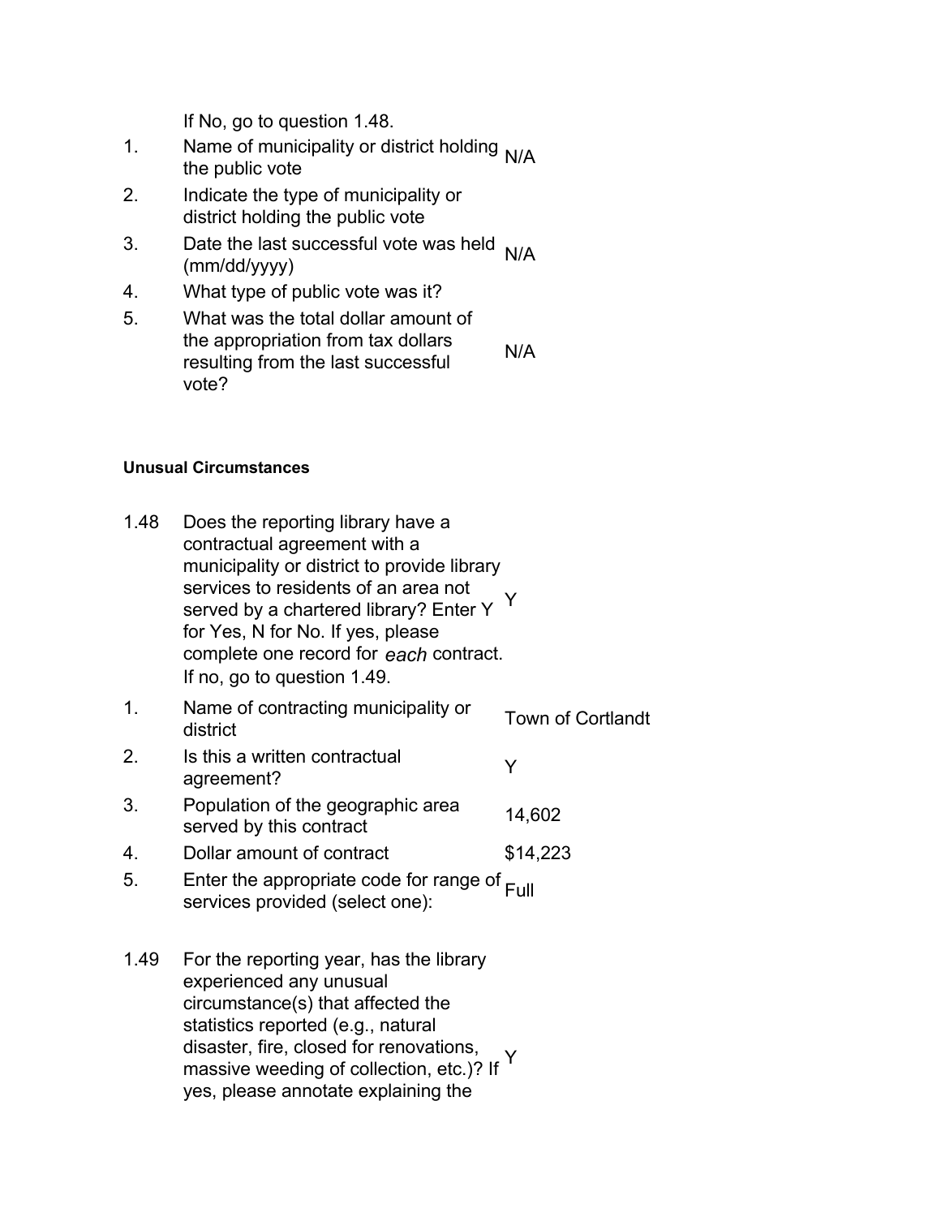If No, go to question 1.48.

| | | |
|---|---|---|
| 1. | Name of municipality or district holding the public vote | N/A |
| 2. | Indicate the type of municipality or district holding the public vote | |
| 3. | Date the last successful vote was held (mm/dd/yyyy) | N/A |
| 4. | What type of public vote was it? | |
| 5. | What was the total dollar amount of the appropriation from tax dollars resulting from the last successful vote? | N/A |

**Unusual Circumstances**

| | | |
|---|---|---|
| 1.48 | Does the reporting library have a contractual agreement with a municipality or district to provide library services to residents of an area not served by a chartered library? Enter Y for Yes, N for No. If yes, please complete one record for *each* contract. If no, go to question 1.49. | Y |
| 1. | Name of contracting municipality or district | Town of Cortlandt |
| 2. | Is this a written contractual agreement? | Y |
| 3. | Population of the geographic area served by this contract | 14,602 |
| 4. | Dollar amount of contract | $14,223 |
| 5. | Enter the appropriate code for range of services provided (select one): | Full |
| 1.49 | For the reporting year, has the library experienced any unusual circumstance(s) that affected the statistics reported (e.g., natural disaster, fire, closed for renovations, massive weeding of collection, etc.)? If yes, please annotate explaining the | Y |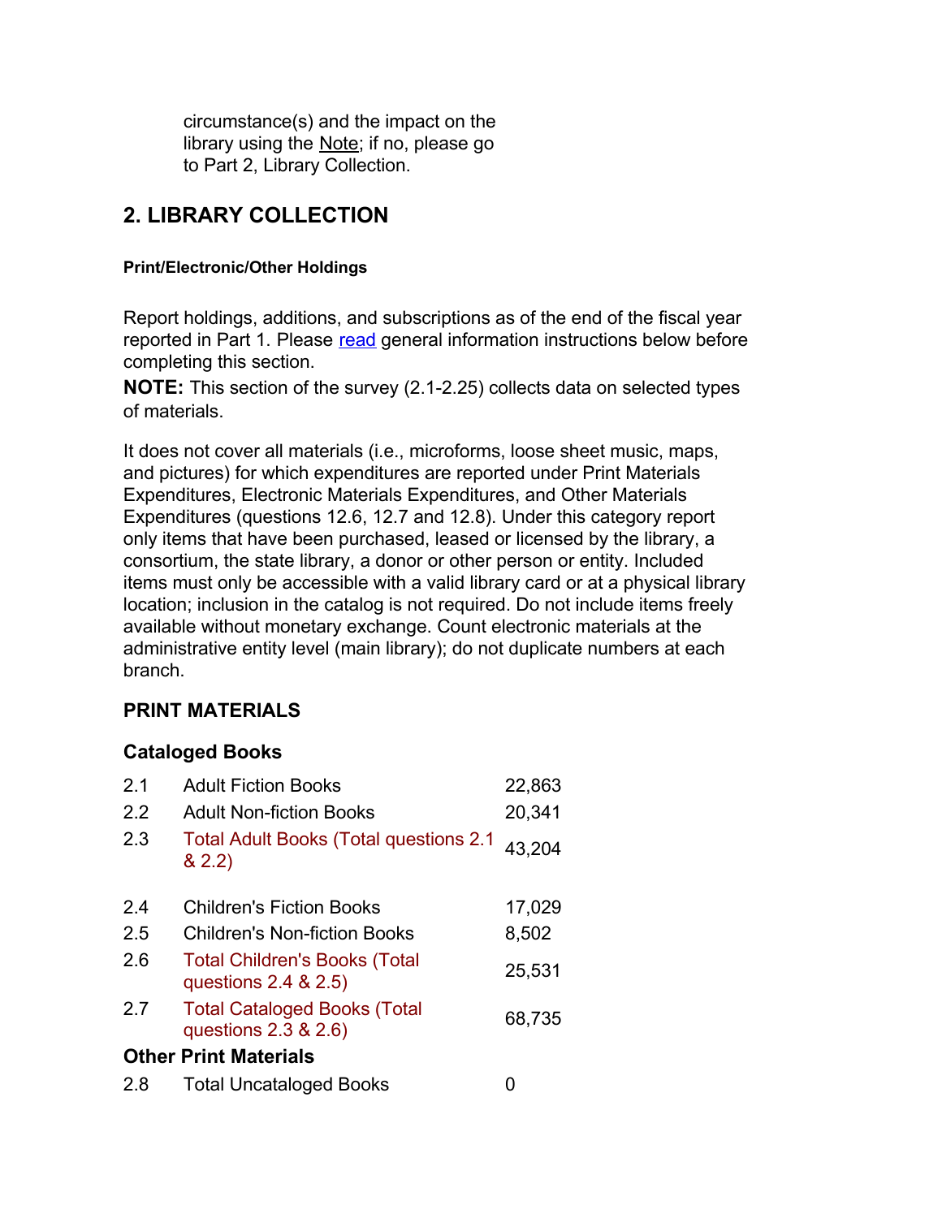circumstance(s) and the impact on the library using the Note; if no, please go to Part 2, Library Collection.

## 2. LIBRARY COLLECTION

#### Print/Electronic/Other Holdings

Report holdings, additions, and subscriptions as of the end of the fiscal year reported in Part 1. Please read general information instructions below before completing this section.

**NOTE:** This section of the survey (2.1-2.25) collects data on selected types of materials.

It does not cover all materials (i.e., microforms, loose sheet music, maps, and pictures) for which expenditures are reported under Print Materials Expenditures, Electronic Materials Expenditures, and Other Materials Expenditures (questions 12.6, 12.7 and 12.8). Under this category report only items that have been purchased, leased or licensed by the library, a consortium, the state library, a donor or other person or entity. Included items must only be accessible with a valid library card or at a physical library location; inclusion in the catalog is not required. Do not include items freely available without monetary exchange. Count electronic materials at the administrative entity level (main library); do not duplicate numbers at each branch.

### PRINT MATERIALS

### Cataloged Books

| | | |
|---|---|---|
| 2.1 | Adult Fiction Books | 22,863 |
| 2.2 | Adult Non-fiction Books | 20,341 |
| 2.3 | Total Adult Books (Total questions 2.1 & 2.2) | 43,204 |
| 2.4 | Children's Fiction Books | 17,029 |
| 2.5 | Children's Non-fiction Books | 8,502 |
| 2.6 | Total Children's Books (Total questions 2.4 & 2.5) | 25,531 |
| 2.7 | Total Cataloged Books (Total questions 2.3 & 2.6) | 68,735 |

### Other Print Materials

| | | |
|---|---|---|
| 2.8 | Total Uncataloged Books | 0 |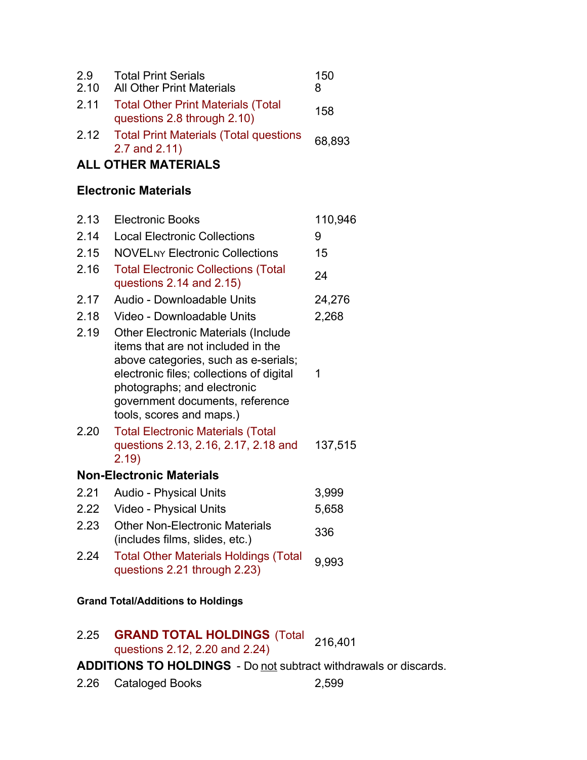| | | |
|---|---|---|
| 2.9 | Total Print Serials | 150 |
| 2.10 | All Other Print Materials | 8 |
| 2.11 | Total Other Print Materials (Total questions 2.8 through 2.10) | 158 |
| 2.12 | Total Print Materials (Total questions 2.7 and 2.11) | 68,893 |

## ALL OTHER MATERIALS

### Electronic Materials

| | | |
|---|---|---|
| 2.13 | Electronic Books | 110,946 |
| 2.14 | Local Electronic Collections | 9 |
| 2.15 | NOVELNY Electronic Collections | 15 |
| 2.16 | Total Electronic Collections (Total questions 2.14 and 2.15) | 24 |
| 2.17 | Audio - Downloadable Units | 24,276 |
| 2.18 | Video - Downloadable Units | 2,268 |
| 2.19 | Other Electronic Materials (Include items that are not included in the above categories, such as e-serials; electronic files; collections of digital photographs; and electronic government documents, reference tools, scores and maps.) | 1 |
| 2.20 | Total Electronic Materials (Total questions 2.13, 2.16, 2.17, 2.18 and 2.19) | 137,515 |

### Non-Electronic Materials

| | | |
|---|---|---|
| 2.21 | Audio - Physical Units | 3,999 |
| 2.22 | Video - Physical Units | 5,658 |
| 2.23 | Other Non-Electronic Materials (includes films, slides, etc.) | 336 |
| 2.24 | Total Other Materials Holdings (Total questions 2.21 through 2.23) | 9,993 |

#### Grand Total/Additions to Holdings

| | | |
|---|---|---|
| 2.25 | **GRAND TOTAL HOLDINGS** (Total questions 2.12, 2.20 and 2.24) | 216,401 |

**ADDITIONS TO HOLDINGS** - Do not subtract withdrawals or discards.

| | | |
|---|---|---|
| 2.26 | Cataloged Books | 2,599 |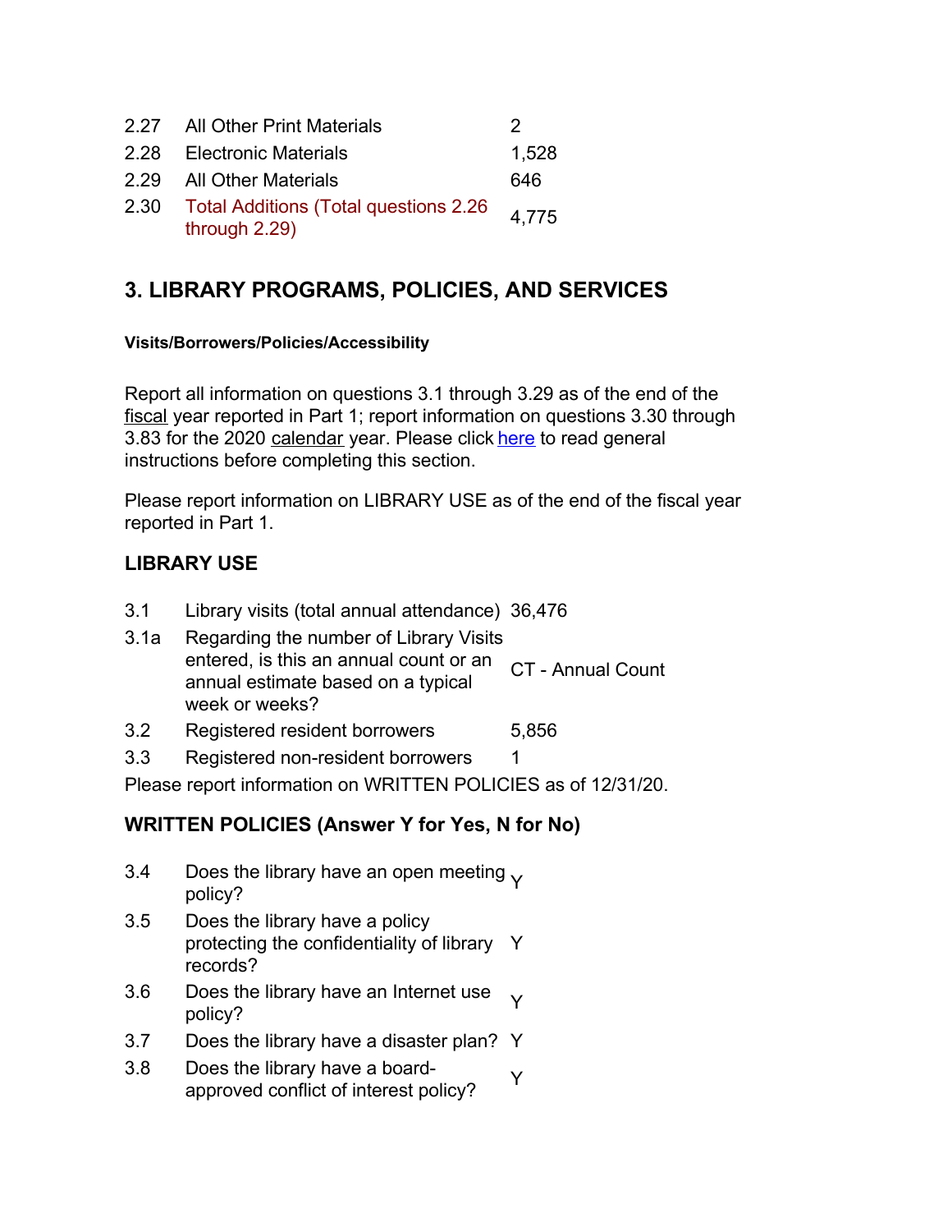| | | |
|---|---|---|
| 2.27 | All Other Print Materials | 2 |
| 2.28 | Electronic Materials | 1,528 |
| 2.29 | All Other Materials | 646 |
| 2.30 | Total Additions (Total questions 2.26 through 2.29) | 4,775 |

## 3. LIBRARY PROGRAMS, POLICIES, AND SERVICES

**Visits/Borrowers/Policies/Accessibility**

Report all information on questions 3.1 through 3.29 as of the end of the fiscal year reported in Part 1; report information on questions 3.30 through 3.83 for the 2020 calendar year. Please click here to read general instructions before completing this section.

Please report information on LIBRARY USE as of the end of the fiscal year reported in Part 1.

### LIBRARY USE

| | | |
|---|---|---|
| 3.1 | Library visits (total annual attendance) | 36,476 |
| 3.1a | Regarding the number of Library Visits entered, is this an annual count or an annual estimate based on a typical week or weeks? | CT - Annual Count |
| 3.2 | Registered resident borrowers | 5,856 |
| 3.3 | Registered non-resident borrowers | 1 |

Please report information on WRITTEN POLICIES as of 12/31/20.

### WRITTEN POLICIES (Answer Y for Yes, N for No)

| | | |
|---|---|---|
| 3.4 | Does the library have an open meeting policy? | Y |
| 3.5 | Does the library have a policy protecting the confidentiality of library records? | Y |
| 3.6 | Does the library have an Internet use policy? | Y |
| 3.7 | Does the library have a disaster plan? | Y |
| 3.8 | Does the library have a board-approved conflict of interest policy? | Y |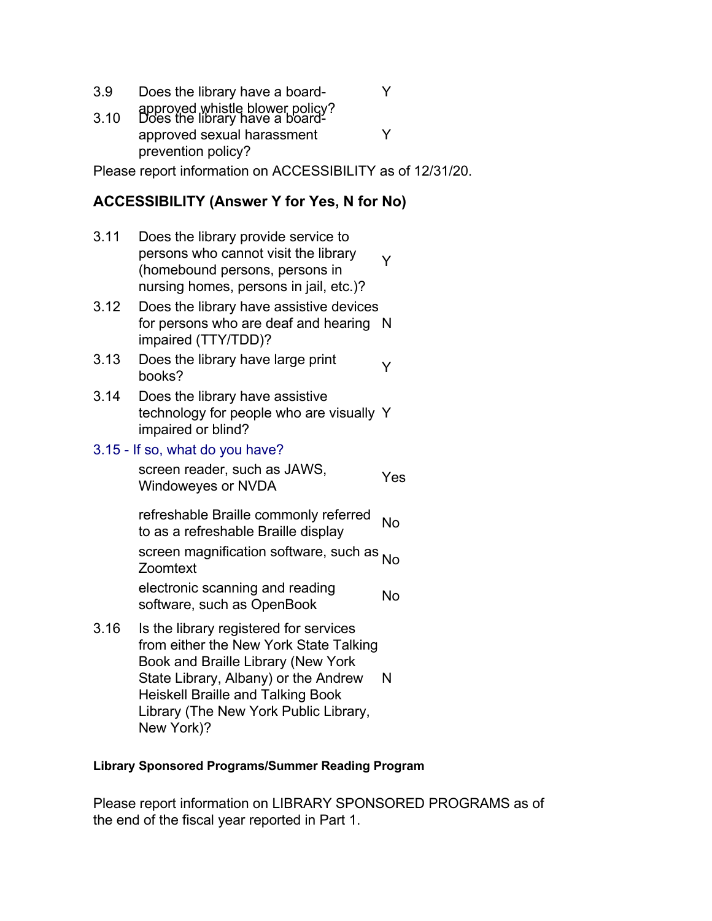| | | |
|---|---|---|
| 3.9 | Does the library have a board-approved whistle blower policy? | Y |
| 3.10 | Does the library have a board-approved sexual harassment prevention policy? | Y |

Please report information on ACCESSIBILITY as of 12/31/20.

## ACCESSIBILITY (Answer Y for Yes, N for No)

| | | |
|---|---|---|
| 3.11 | Does the library provide service to persons who cannot visit the library (homebound persons, persons in nursing homes, persons in jail, etc.)? | Y |
| 3.12 | Does the library have assistive devices for persons who are deaf and hearing impaired (TTY/TDD)? | N |
| 3.13 | Does the library have large print books? | Y |
| 3.14 | Does the library have assistive technology for people who are visually impaired or blind? | Y |

3.15 - If so, what do you have?

| | |
|---|---|
| screen reader, such as JAWS, Windoweyes or NVDA | Yes |
| refreshable Braille commonly referred to as a refreshable Braille display | No |
| screen magnification software, such as Zoomtext | No |
| electronic scanning and reading software, such as OpenBook | No |

| | | |
|---|---|---|
| 3.16 | Is the library registered for services from either the New York State Talking Book and Braille Library (New York State Library, Albany) or the Andrew Heiskell Braille and Talking Book Library (The New York Public Library, New York)? | N |

#### Library Sponsored Programs/Summer Reading Program

Please report information on LIBRARY SPONSORED PROGRAMS as of the end of the fiscal year reported in Part 1.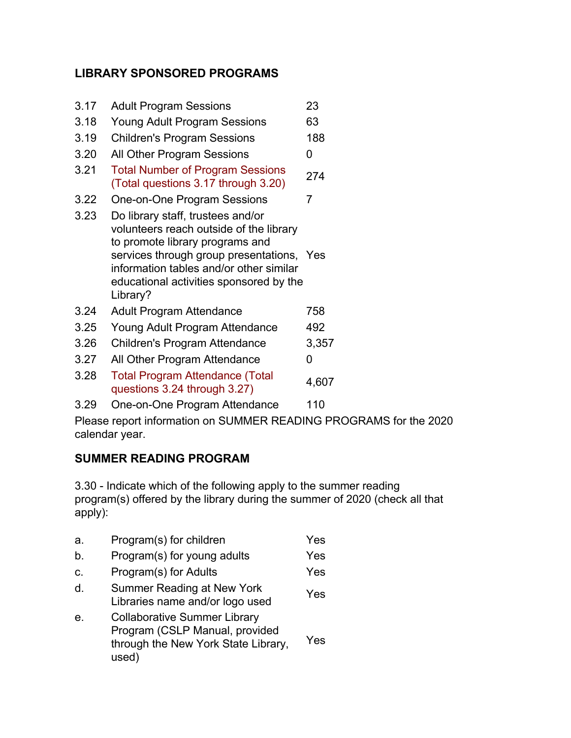## LIBRARY SPONSORED PROGRAMS

| | | |
|---|---|---|
| 3.17 | Adult Program Sessions | 23 |
| 3.18 | Young Adult Program Sessions | 63 |
| 3.19 | Children's Program Sessions | 188 |
| 3.20 | All Other Program Sessions | 0 |
| 3.21 | Total Number of Program Sessions (Total questions 3.17 through 3.20) | 274 |
| 3.22 | One-on-One Program Sessions | 7 |
| 3.23 | Do library staff, trustees and/or volunteers reach outside of the library to promote library programs and services through group presentations, information tables and/or other similar educational activities sponsored by the Library? | Yes |
| 3.24 | Adult Program Attendance | 758 |
| 3.25 | Young Adult Program Attendance | 492 |
| 3.26 | Children's Program Attendance | 3,357 |
| 3.27 | All Other Program Attendance | 0 |
| 3.28 | Total Program Attendance (Total questions 3.24 through 3.27) | 4,607 |
| 3.29 | One-on-One Program Attendance | 110 |

Please report information on SUMMER READING PROGRAMS for the 2020 calendar year.

## SUMMER READING PROGRAM

3.30 - Indicate which of the following apply to the summer reading program(s) offered by the library during the summer of 2020 (check all that apply):

| | | |
|---|---|---|
| a. | Program(s) for children | Yes |
| b. | Program(s) for young adults | Yes |
| c. | Program(s) for Adults | Yes |
| d. | Summer Reading at New York Libraries name and/or logo used | Yes |
| e. | Collaborative Summer Library Program (CSLP Manual, provided through the New York State Library, used) | Yes |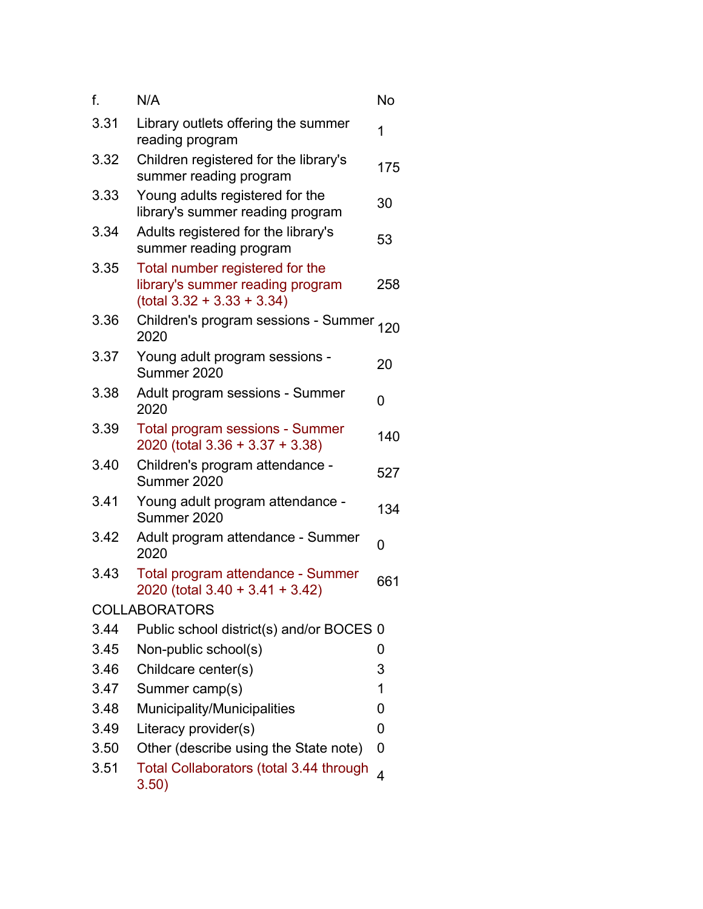| | | |
|---|---|---|
| f. | N/A | No |
| 3.31 | Library outlets offering the summer reading program | 1 |
| 3.32 | Children registered for the library's summer reading program | 175 |
| 3.33 | Young adults registered for the library's summer reading program | 30 |
| 3.34 | Adults registered for the library's summer reading program | 53 |
| 3.35 | Total number registered for the library's summer reading program (total 3.32 + 3.33 + 3.34) | 258 |
| 3.36 | Children's program sessions - Summer 2020 | 120 |
| 3.37 | Young adult program sessions - Summer 2020 | 20 |
| 3.38 | Adult program sessions - Summer 2020 | 0 |
| 3.39 | Total program sessions - Summer 2020 (total 3.36 + 3.37 + 3.38) | 140 |
| 3.40 | Children's program attendance - Summer 2020 | 527 |
| 3.41 | Young adult program attendance - Summer 2020 | 134 |
| 3.42 | Adult program attendance - Summer 2020 | 0 |
| 3.43 | Total program attendance - Summer 2020 (total 3.40 + 3.41 + 3.42) | 661 |
| COLLABORATORS | | |
| 3.44 | Public school district(s) and/or BOCES | 0 |
| 3.45 | Non-public school(s) | 0 |
| 3.46 | Childcare center(s) | 3 |
| 3.47 | Summer camp(s) | 1 |
| 3.48 | Municipality/Municipalities | 0 |
| 3.49 | Literacy provider(s) | 0 |
| 3.50 | Other (describe using the State note) | 0 |
| 3.51 | Total Collaborators (total 3.44 through 3.50) | 4 |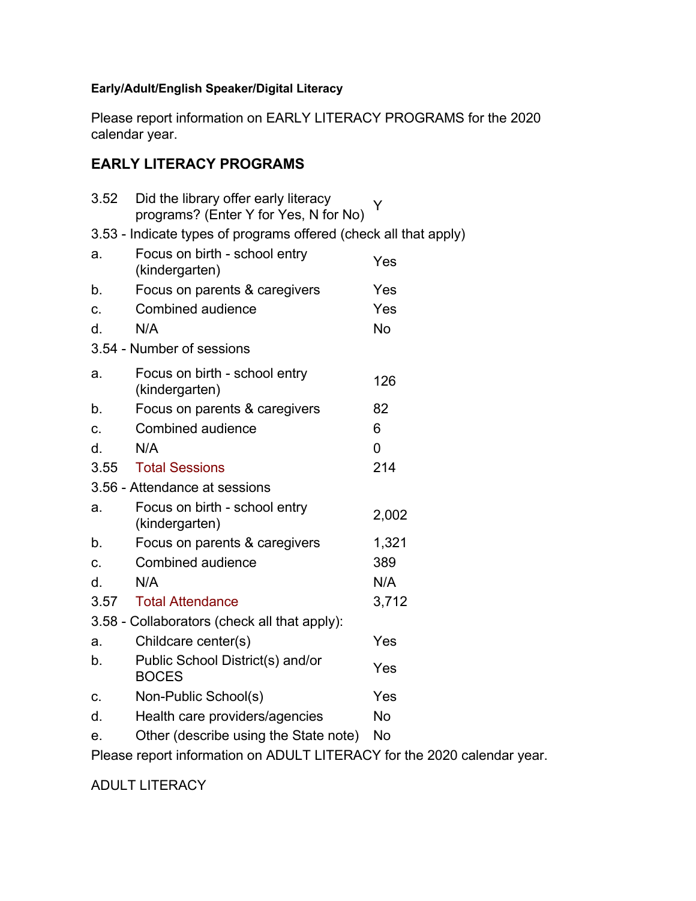**Early/Adult/English Speaker/Digital Literacy**

Please report information on EARLY LITERACY PROGRAMS for the 2020 calendar year.

## EARLY LITERACY PROGRAMS

| | | |
|---|---|---|
| 3.52 | Did the library offer early literacy programs? (Enter Y for Yes, N for No) | Y |
| 3.53 - Indicate types of programs offered (check all that apply) | | |
| a. | Focus on birth - school entry (kindergarten) | Yes |
| b. | Focus on parents & caregivers | Yes |
| c. | Combined audience | Yes |
| d. | N/A | No |
| 3.54 - Number of sessions | | |
| a. | Focus on birth - school entry (kindergarten) | 126 |
| b. | Focus on parents & caregivers | 82 |
| c. | Combined audience | 6 |
| d. | N/A | 0 |
| 3.55 | Total Sessions | 214 |
| 3.56 - Attendance at sessions | | |
| a. | Focus on birth - school entry (kindergarten) | 2,002 |
| b. | Focus on parents & caregivers | 1,321 |
| c. | Combined audience | 389 |
| d. | N/A | N/A |
| 3.57 | Total Attendance | 3,712 |
| 3.58 - Collaborators (check all that apply): | | |
| a. | Childcare center(s) | Yes |
| b. | Public School District(s) and/or BOCES | Yes |
| c. | Non-Public School(s) | Yes |
| d. | Health care providers/agencies | No |
| e. | Other (describe using the State note) | No |

Please report information on ADULT LITERACY for the 2020 calendar year.

ADULT LITERACY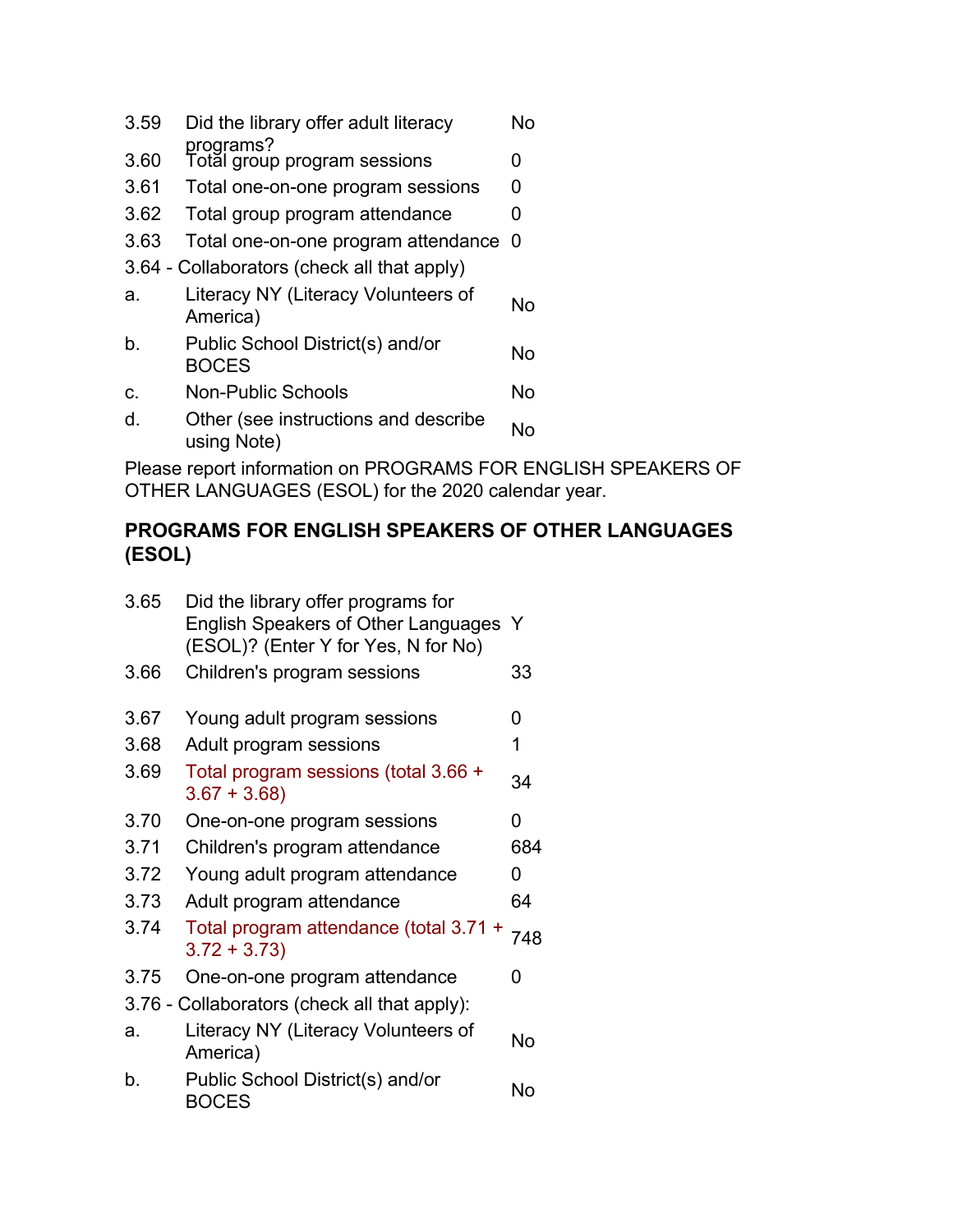| | | |
|---|---|---|
| 3.59 | Did the library offer adult literacy programs? | No |
| 3.60 | Total group program sessions | 0 |
| 3.61 | Total one-on-one program sessions | 0 |
| 3.62 | Total group program attendance | 0 |
| 3.63 | Total one-on-one program attendance | 0 |
| 3.64 - Collaborators (check all that apply) | | |
| a. | Literacy NY (Literacy Volunteers of America) | No |
| b. | Public School District(s) and/or BOCES | No |
| c. | Non-Public Schools | No |
| d. | Other (see instructions and describe using Note) | No |

Please report information on PROGRAMS FOR ENGLISH SPEAKERS OF OTHER LANGUAGES (ESOL) for the 2020 calendar year.

## PROGRAMS FOR ENGLISH SPEAKERS OF OTHER LANGUAGES (ESOL)

| | | |
|---|---|---|
| 3.65 | Did the library offer programs for English Speakers of Other Languages (ESOL)? (Enter Y for Yes, N for No) | Y |
| 3.66 | Children's program sessions | 33 |
| 3.67 | Young adult program sessions | 0 |
| 3.68 | Adult program sessions | 1 |
| 3.69 | Total program sessions (total 3.66 + 3.67 + 3.68) | 34 |
| 3.70 | One-on-one program sessions | 0 |
| 3.71 | Children's program attendance | 684 |
| 3.72 | Young adult program attendance | 0 |
| 3.73 | Adult program attendance | 64 |
| 3.74 | Total program attendance (total 3.71 + 3.72 + 3.73) | 748 |
| 3.75 | One-on-one program attendance | 0 |
| 3.76 - Collaborators (check all that apply): | | |
| a. | Literacy NY (Literacy Volunteers of America) | No |
| b. | Public School District(s) and/or BOCES | No |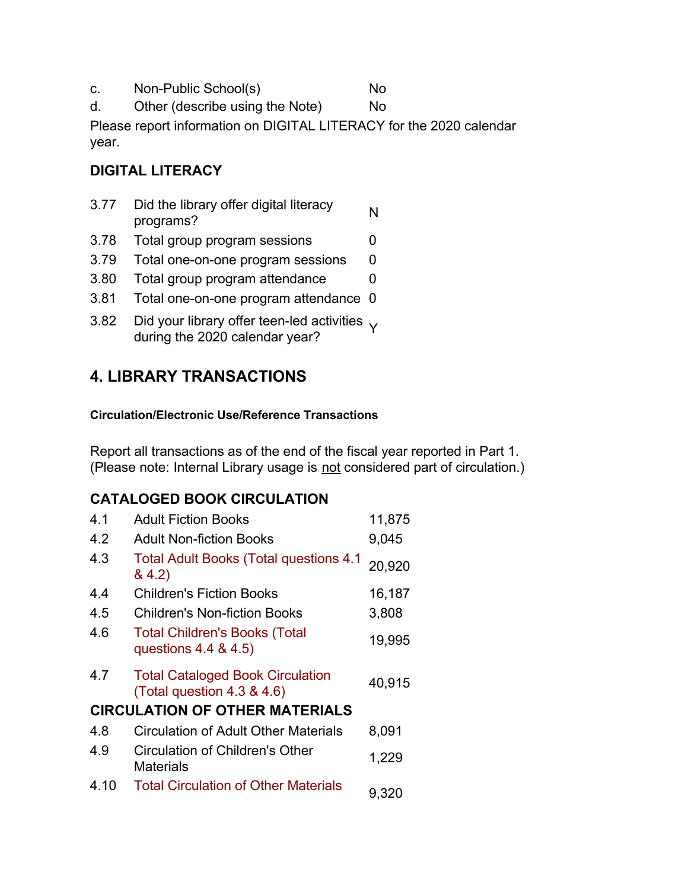| | | |
|---|---|---|
| c. | Non-Public School(s) | No |
| d. | Other (describe using the Note) | No |

Please report information on DIGITAL LITERACY for the 2020 calendar year.

### DIGITAL LITERACY

| | | |
|---|---|---|
| 3.77 | Did the library offer digital literacy programs? | N |
| 3.78 | Total group program sessions | 0 |
| 3.79 | Total one-on-one program sessions | 0 |
| 3.80 | Total group program attendance | 0 |
| 3.81 | Total one-on-one program attendance | 0 |
| 3.82 | Did your library offer teen-led activities during the 2020 calendar year? | Y |

## 4. LIBRARY TRANSACTIONS

#### Circulation/Electronic Use/Reference Transactions

Report all transactions as of the end of the fiscal year reported in Part 1. (Please note: Internal Library usage is not considered part of circulation.)

### CATALOGED BOOK CIRCULATION

| | | |
|---|---|---|
| 4.1 | Adult Fiction Books | 11,875 |
| 4.2 | Adult Non-fiction Books | 9,045 |
| 4.3 | Total Adult Books (Total questions 4.1 & 4.2) | 20,920 |
| 4.4 | Children's Fiction Books | 16,187 |
| 4.5 | Children's Non-fiction Books | 3,808 |
| 4.6 | Total Children's Books (Total questions 4.4 & 4.5) | 19,995 |
| 4.7 | Total Cataloged Book Circulation (Total question 4.3 & 4.6) | 40,915 |

### CIRCULATION OF OTHER MATERIALS

| | | |
|---|---|---|
| 4.8 | Circulation of Adult Other Materials | 8,091 |
| 4.9 | Circulation of Children's Other Materials | 1,229 |
| 4.10 | Total Circulation of Other Materials | 9,320 |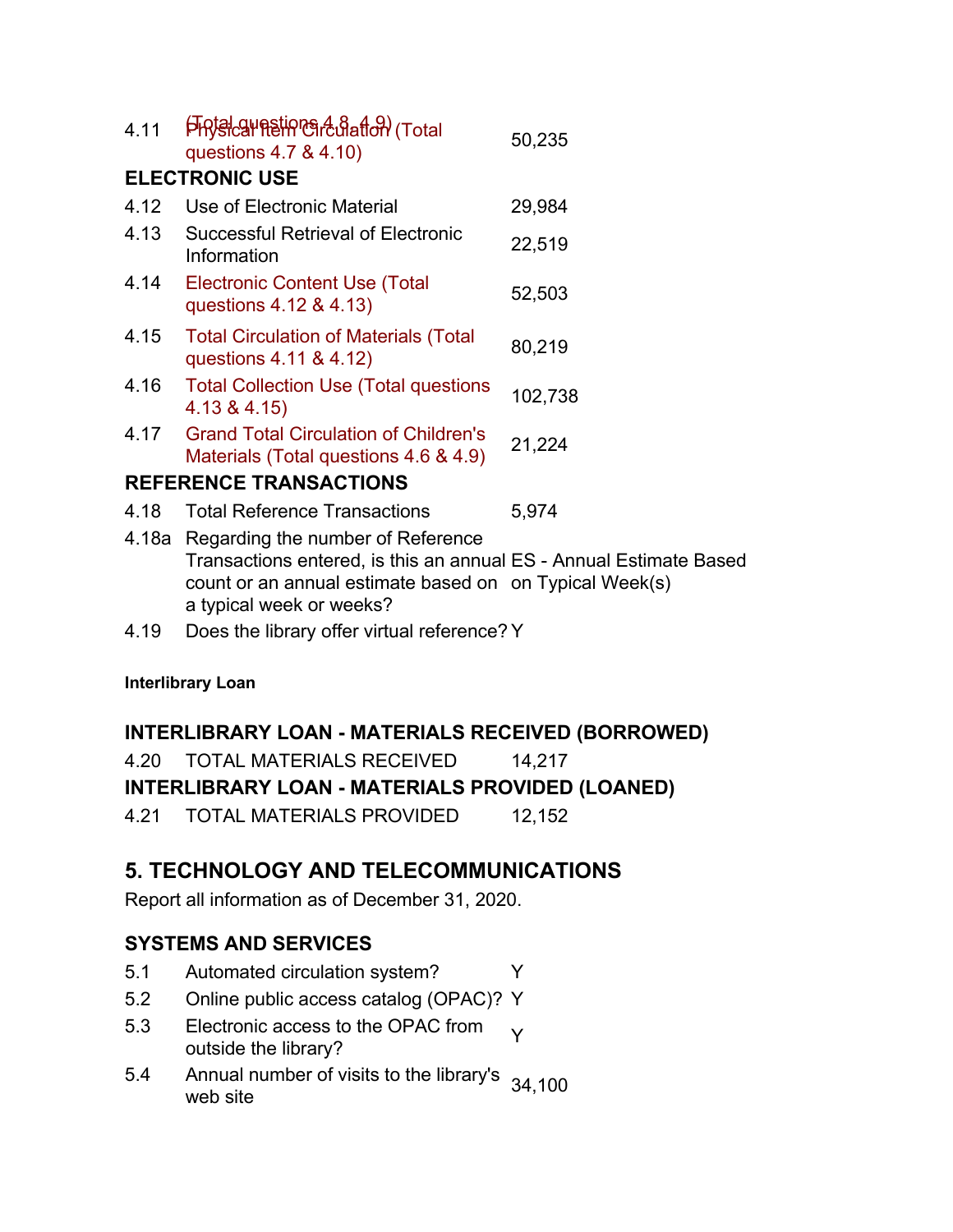| | | |
|---|---|---|
| 4.11 | (Total questions 4.8, 4.9) Physical Item Circulation (Total questions 4.7 & 4.10) | 50,235 |

**ELECTRONIC USE**

| | | |
|---|---|---|
| 4.12 | Use of Electronic Material | 29,984 |
| 4.13 | Successful Retrieval of Electronic Information | 22,519 |
| 4.14 | Electronic Content Use (Total questions 4.12 & 4.13) | 52,503 |
| 4.15 | Total Circulation of Materials (Total questions 4.11 & 4.12) | 80,219 |
| 4.16 | Total Collection Use (Total questions 4.13 & 4.15) | 102,738 |
| 4.17 | Grand Total Circulation of Children's Materials (Total questions 4.6 & 4.9) | 21,224 |

**REFERENCE TRANSACTIONS**

| | | |
|---|---|---|
| 4.18 | Total Reference Transactions | 5,974 |
| 4.18a | Regarding the number of Reference Transactions entered, is this an annual count or an annual estimate based on a typical week or weeks? | ES - Annual Estimate Based on Typical Week(s) |
| 4.19 | Does the library offer virtual reference? | Y |

**Interlibrary Loan**

**INTERLIBRARY LOAN - MATERIALS RECEIVED (BORROWED)**

| | | |
|---|---|---|
| 4.20 | TOTAL MATERIALS RECEIVED | 14,217 |

**INTERLIBRARY LOAN - MATERIALS PROVIDED (LOANED)**

| | | |
|---|---|---|
| 4.21 | TOTAL MATERIALS PROVIDED | 12,152 |

## 5. TECHNOLOGY AND TELECOMMUNICATIONS

Report all information as of December 31, 2020.

**SYSTEMS AND SERVICES**

| | | |
|---|---|---|
| 5.1 | Automated circulation system? | Y |
| 5.2 | Online public access catalog (OPAC)? | Y |
| 5.3 | Electronic access to the OPAC from outside the library? | Y |
| 5.4 | Annual number of visits to the library's web site | 34,100 |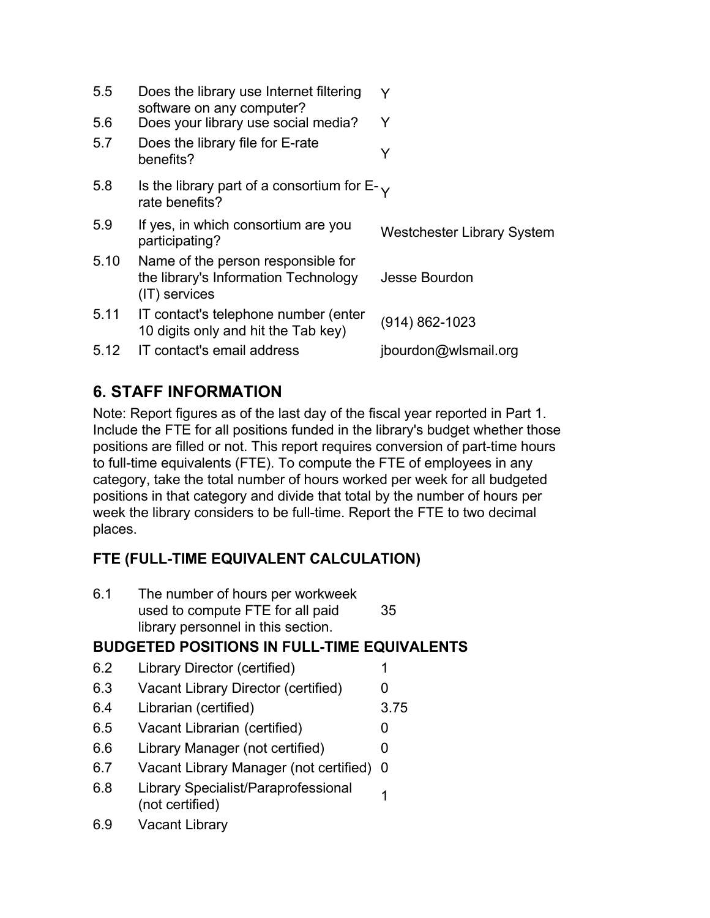| | | |
|---|---|---|
| 5.5 | Does the library use Internet filtering software on any computer? | Y |
| 5.6 | Does your library use social media? | Y |
| 5.7 | Does the library file for E-rate benefits? | Y |
| 5.8 | Is the library part of a consortium for E-rate benefits? | Y |
| 5.9 | If yes, in which consortium are you participating? | Westchester Library System |
| 5.10 | Name of the person responsible for the library's Information Technology (IT) services | Jesse Bourdon |
| 5.11 | IT contact's telephone number (enter 10 digits only and hit the Tab key) | (914) 862-1023 |
| 5.12 | IT contact's email address | jbourdon@wlsmail.org |

## 6. STAFF INFORMATION

Note: Report figures as of the last day of the fiscal year reported in Part 1. Include the FTE for all positions funded in the library's budget whether those positions are filled or not. This report requires conversion of part-time hours to full-time equivalents (FTE). To compute the FTE of employees in any category, take the total number of hours worked per week for all budgeted positions in that category and divide that total by the number of hours per week the library considers to be full-time. Report the FTE to two decimal places.

### FTE (FULL-TIME EQUIVALENT CALCULATION)

| | | |
|---|---|---|
| 6.1 | The number of hours per workweek used to compute FTE for all paid library personnel in this section. | 35 |

### BUDGETED POSITIONS IN FULL-TIME EQUIVALENTS

| | | |
|---|---|---|
| 6.2 | Library Director (certified) | 1 |
| 6.3 | Vacant Library Director (certified) | 0 |
| 6.4 | Librarian (certified) | 3.75 |
| 6.5 | Vacant Librarian (certified) | 0 |
| 6.6 | Library Manager (not certified) | 0 |
| 6.7 | Vacant Library Manager (not certified) | 0 |
| 6.8 | Library Specialist/Paraprofessional (not certified) | 1 |
| 6.9 | Vacant Library | |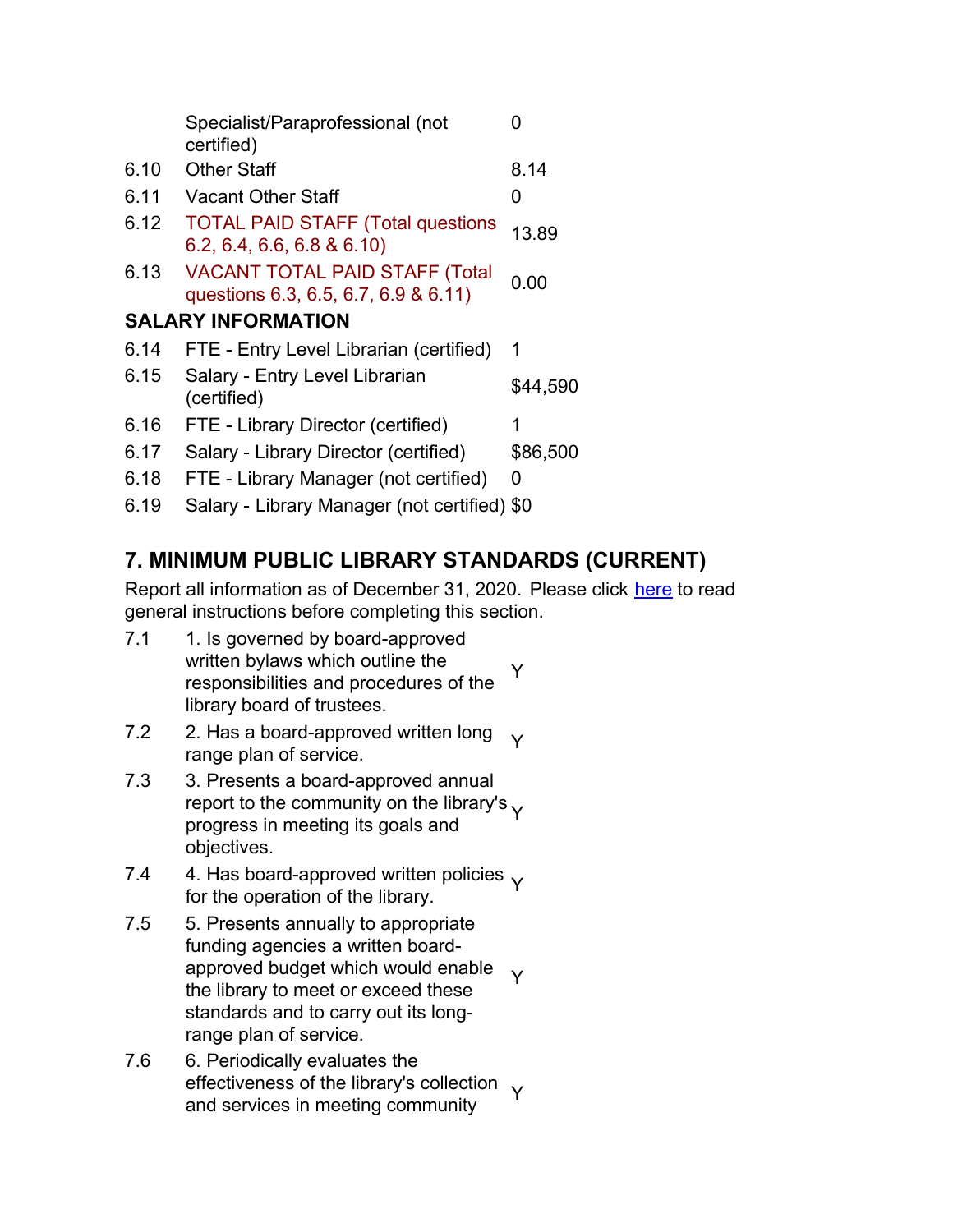| | | |
|---|---|---|
| | Specialist/Paraprofessional (not certified) | 0 |
| 6.10 | Other Staff | 8.14 |
| 6.11 | Vacant Other Staff | 0 |
| 6.12 | TOTAL PAID STAFF (Total questions 6.2, 6.4, 6.6, 6.8 & 6.10) | 13.89 |
| 6.13 | VACANT TOTAL PAID STAFF (Total questions 6.3, 6.5, 6.7, 6.9 & 6.11) | 0.00 |

**SALARY INFORMATION**

| | | |
|---|---|---|
| 6.14 | FTE - Entry Level Librarian (certified) | 1 |
| 6.15 | Salary - Entry Level Librarian (certified) | $44,590 |
| 6.16 | FTE - Library Director (certified) | 1 |
| 6.17 | Salary - Library Director (certified) | $86,500 |
| 6.18 | FTE - Library Manager (not certified) | 0 |
| 6.19 | Salary - Library Manager (not certified) | $0 |

## 7. MINIMUM PUBLIC LIBRARY STANDARDS (CURRENT)

Report all information as of December 31, 2020. Please click here to read general instructions before completing this section.

| | | |
|---|---|---|
| 7.1 | 1. Is governed by board-approved written bylaws which outline the responsibilities and procedures of the library board of trustees. | Y |
| 7.2 | 2. Has a board-approved written long range plan of service. | Y |
| 7.3 | 3. Presents a board-approved annual report to the community on the library's progress in meeting its goals and objectives. | Y |
| 7.4 | 4. Has board-approved written policies for the operation of the library. | Y |
| 7.5 | 5. Presents annually to appropriate funding agencies a written board-approved budget which would enable the library to meet or exceed these standards and to carry out its long-range plan of service. | Y |
| 7.6 | 6. Periodically evaluates the effectiveness of the library's collection and services in meeting community | Y |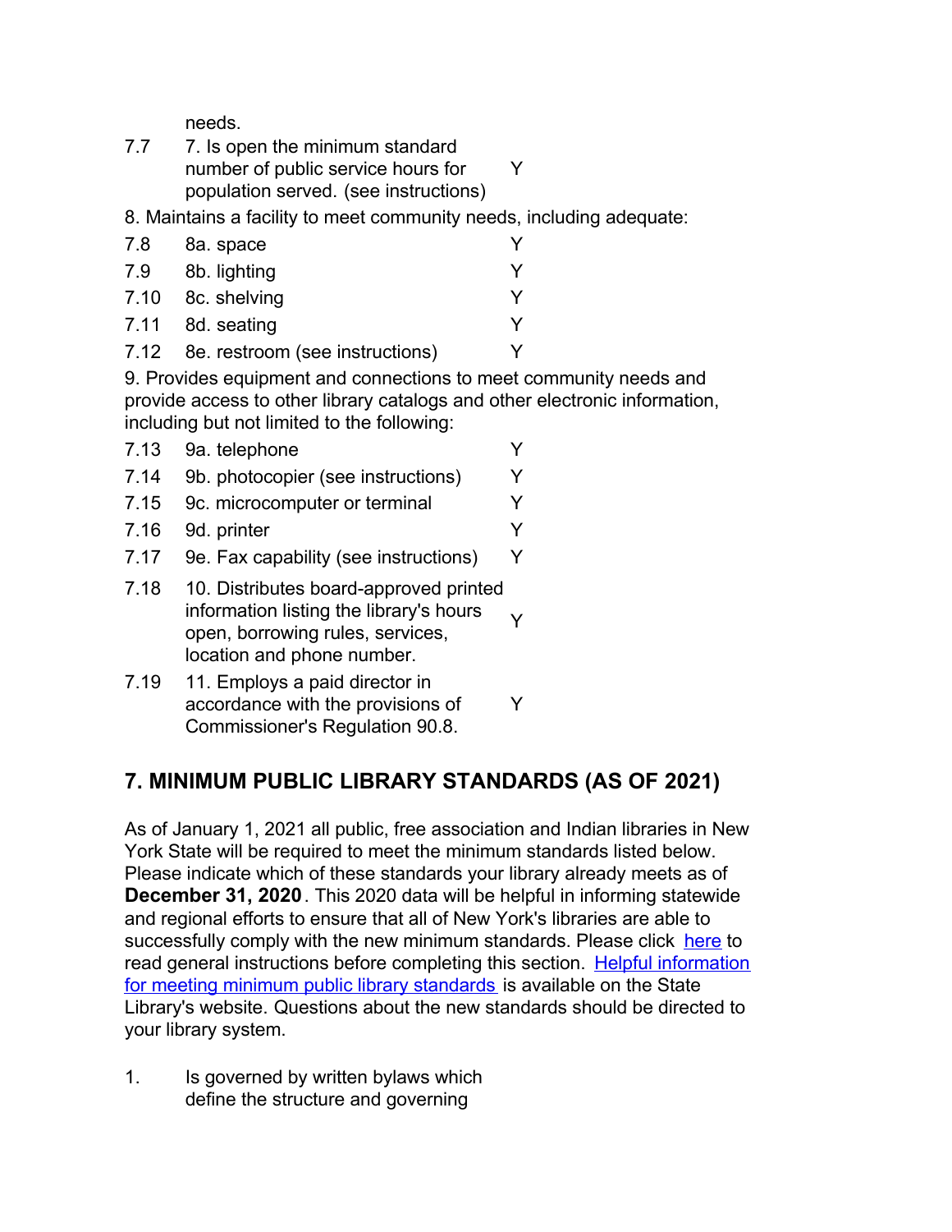needs.

| | | |
|---|---|---|
| 7.7 | 7. Is open the minimum standard number of public service hours for population served. (see instructions) | Y |

8. Maintains a facility to meet community needs, including adequate:

| | | |
|---|---|---|
| 7.8 | 8a. space | Y |
| 7.9 | 8b. lighting | Y |
| 7.10 | 8c. shelving | Y |
| 7.11 | 8d. seating | Y |
| 7.12 | 8e. restroom (see instructions) | Y |

9. Provides equipment and connections to meet community needs and provide access to other library catalogs and other electronic information, including but not limited to the following:

| | | |
|---|---|---|
| 7.13 | 9a. telephone | Y |
| 7.14 | 9b. photocopier (see instructions) | Y |
| 7.15 | 9c. microcomputer or terminal | Y |
| 7.16 | 9d. printer | Y |
| 7.17 | 9e. Fax capability (see instructions) | Y |
| 7.18 | 10. Distributes board-approved printed information listing the library's hours open, borrowing rules, services, location and phone number. | Y |
| 7.19 | 11. Employs a paid director in accordance with the provisions of Commissioner's Regulation 90.8. | Y |

## 7. MINIMUM PUBLIC LIBRARY STANDARDS (AS OF 2021)

As of January 1, 2021 all public, free association and Indian libraries in New York State will be required to meet the minimum standards listed below. Please indicate which of these standards your library already meets as of **December 31, 2020**. This 2020 data will be helpful in informing statewide and regional efforts to ensure that all of New York's libraries are able to successfully comply with the new minimum standards. Please click here to read general instructions before completing this section. Helpful information for meeting minimum public library standards is available on the State Library's website. Questions about the new standards should be directed to your library system.

1. Is governed by written bylaws which define the structure and governing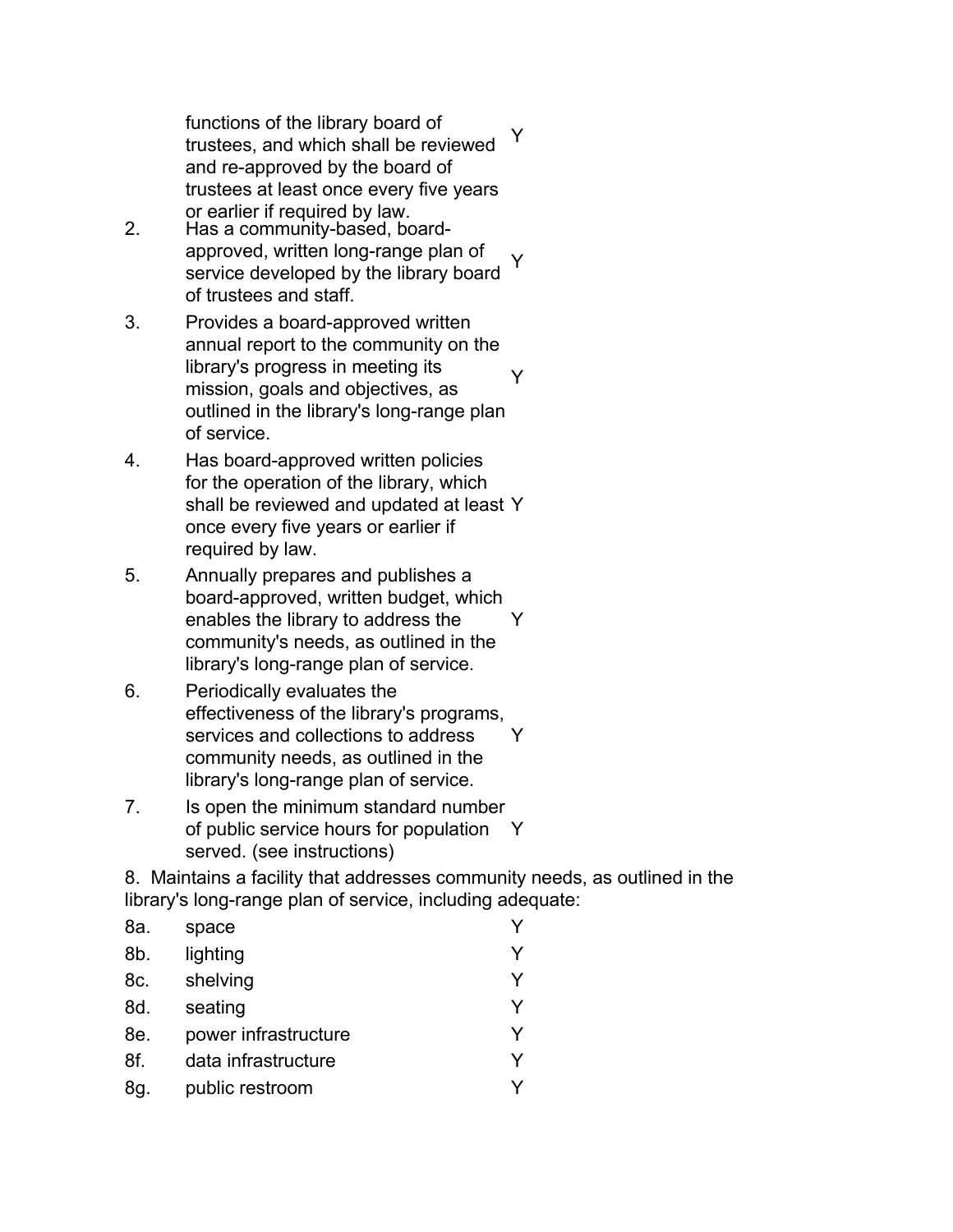| | | |
|---|---|---|
| | functions of the library board of trustees, and which shall be reviewed and re-approved by the board of trustees at least once every five years or earlier if required by law. | Y |
| 2. | Has a community-based, board-approved, written long-range plan of service developed by the library board of trustees and staff. | Y |
| 3. | Provides a board-approved written annual report to the community on the library's progress in meeting its mission, goals and objectives, as outlined in the library's long-range plan of service. | Y |
| 4. | Has board-approved written policies for the operation of the library, which shall be reviewed and updated at least once every five years or earlier if required by law. | Y |
| 5. | Annually prepares and publishes a board-approved, written budget, which enables the library to address the community's needs, as outlined in the library's long-range plan of service. | Y |
| 6. | Periodically evaluates the effectiveness of the library's programs, services and collections to address community needs, as outlined in the library's long-range plan of service. | Y |
| 7. | Is open the minimum standard number of public service hours for population served. (see instructions) | Y |

8. Maintains a facility that addresses community needs, as outlined in the library's long-range plan of service, including adequate:

| | | |
|---|---|---|
| 8a. | space | Y |
| 8b. | lighting | Y |
| 8c. | shelving | Y |
| 8d. | seating | Y |
| 8e. | power infrastructure | Y |
| 8f. | data infrastructure | Y |
| 8g. | public restroom | Y |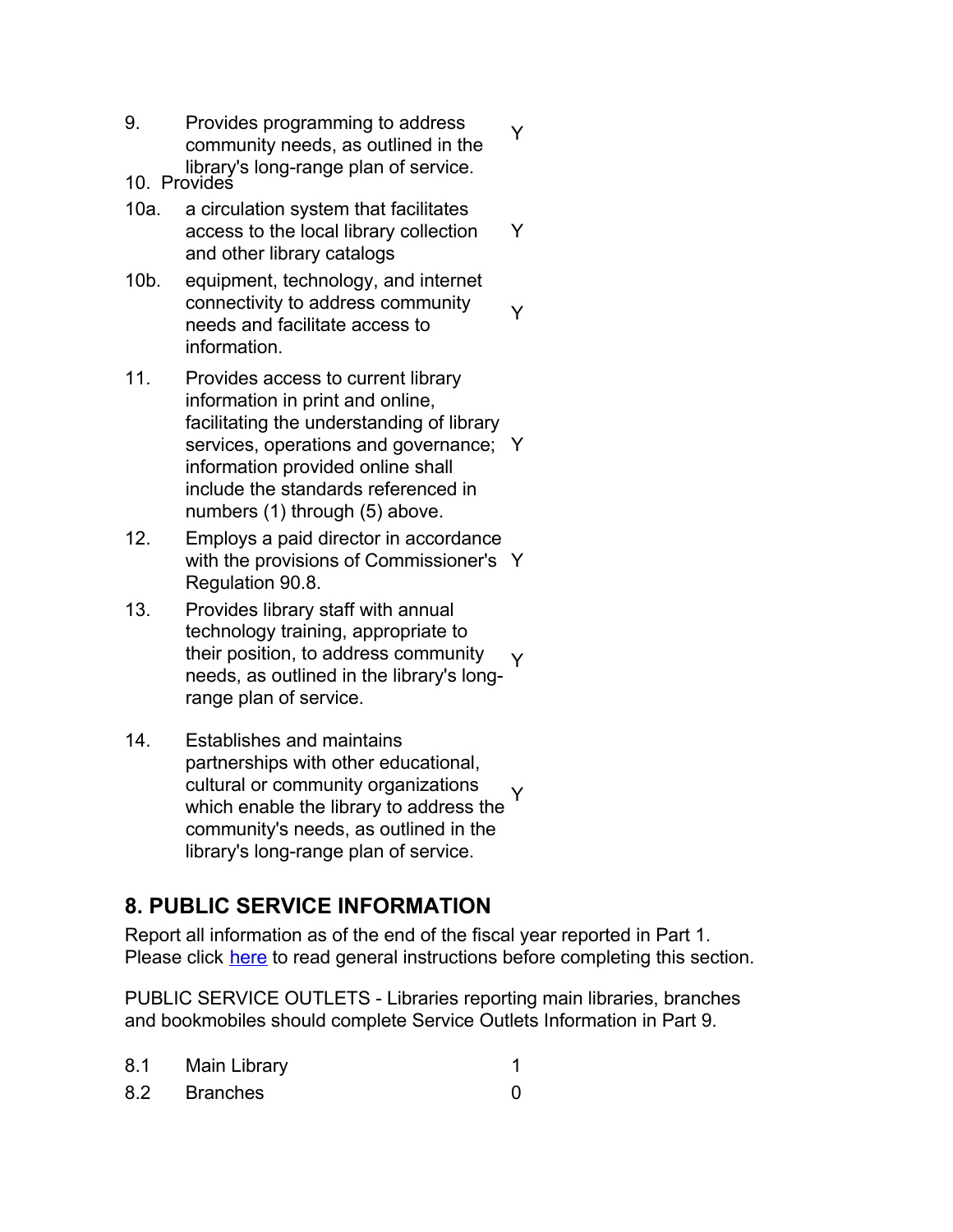| | | |
|---|---|---|
| 9. | Provides programming to address community needs, as outlined in the library's long-range plan of service. | Y |
| 10. | Provides | |
| 10a. | a circulation system that facilitates access to the local library collection and other library catalogs | Y |
| 10b. | equipment, technology, and internet connectivity to address community needs and facilitate access to information. | Y |
| 11. | Provides access to current library information in print and online, facilitating the understanding of library services, operations and governance; information provided online shall include the standards referenced in numbers (1) through (5) above. | Y |
| 12. | Employs a paid director in accordance with the provisions of Commissioner's Regulation 90.8. | Y |
| 13. | Provides library staff with annual technology training, appropriate to their position, to address community needs, as outlined in the library's long-range plan of service. | Y |
| 14. | Establishes and maintains partnerships with other educational, cultural or community organizations which enable the library to address the community's needs, as outlined in the library's long-range plan of service. | Y |

## 8. PUBLIC SERVICE INFORMATION

Report all information as of the end of the fiscal year reported in Part 1.
Please click here to read general instructions before completing this section.

PUBLIC SERVICE OUTLETS - Libraries reporting main libraries, branches and bookmobiles should complete Service Outlets Information in Part 9.

| | | |
|---|---|---|
| 8.1 | Main Library | 1 |
| 8.2 | Branches | 0 |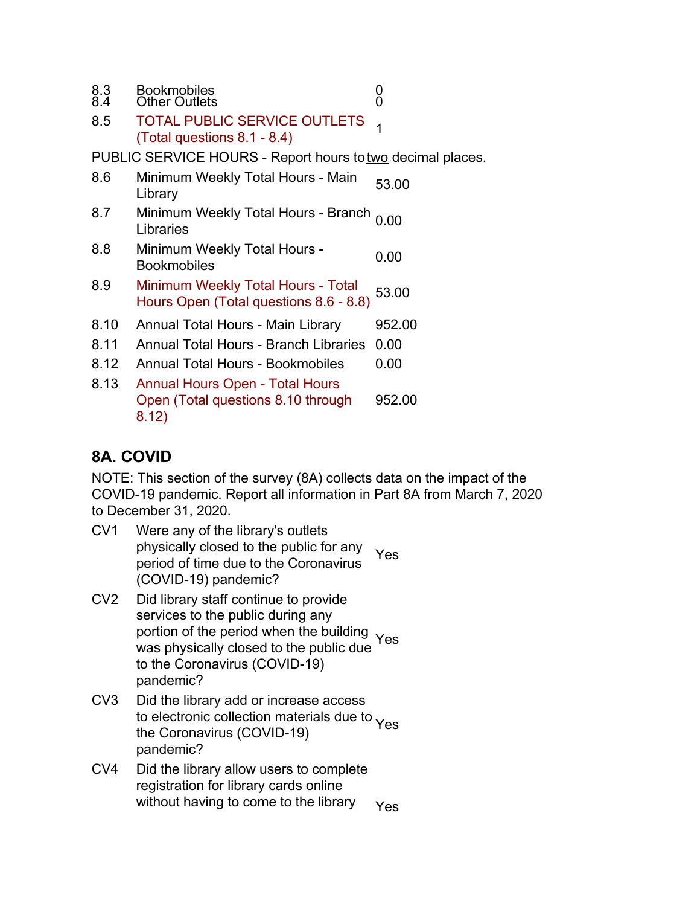| | | |
|---|---|---|
| 8.3 | Bookmobiles | 0 |
| 8.4 | Other Outlets | 0 |
| 8.5 | TOTAL PUBLIC SERVICE OUTLETS (Total questions 8.1 - 8.4) | 1 |

PUBLIC SERVICE HOURS - Report hours to two decimal places.

| | | |
|---|---|---|
| 8.6 | Minimum Weekly Total Hours - Main Library | 53.00 |
| 8.7 | Minimum Weekly Total Hours - Branch Libraries | 0.00 |
| 8.8 | Minimum Weekly Total Hours - Bookmobiles | 0.00 |
| 8.9 | Minimum Weekly Total Hours - Total Hours Open (Total questions 8.6 - 8.8) | 53.00 |
| 8.10 | Annual Total Hours - Main Library | 952.00 |
| 8.11 | Annual Total Hours - Branch Libraries | 0.00 |
| 8.12 | Annual Total Hours - Bookmobiles | 0.00 |
| 8.13 | Annual Hours Open - Total Hours Open (Total questions 8.10 through 8.12) | 952.00 |

## 8A. COVID

NOTE: This section of the survey (8A) collects data on the impact of the COVID-19 pandemic. Report all information in Part 8A from March 7, 2020 to December 31, 2020.

| | | |
|---|---|---|
| CV1 | Were any of the library's outlets physically closed to the public for any period of time due to the Coronavirus (COVID-19) pandemic? | Yes |
| CV2 | Did library staff continue to provide services to the public during any portion of the period when the building was physically closed to the public due to the Coronavirus (COVID-19) pandemic? | Yes |
| CV3 | Did the library add or increase access to electronic collection materials due to the Coronavirus (COVID-19) pandemic? | Yes |
| CV4 | Did the library allow users to complete registration for library cards online without having to come to the library | Yes |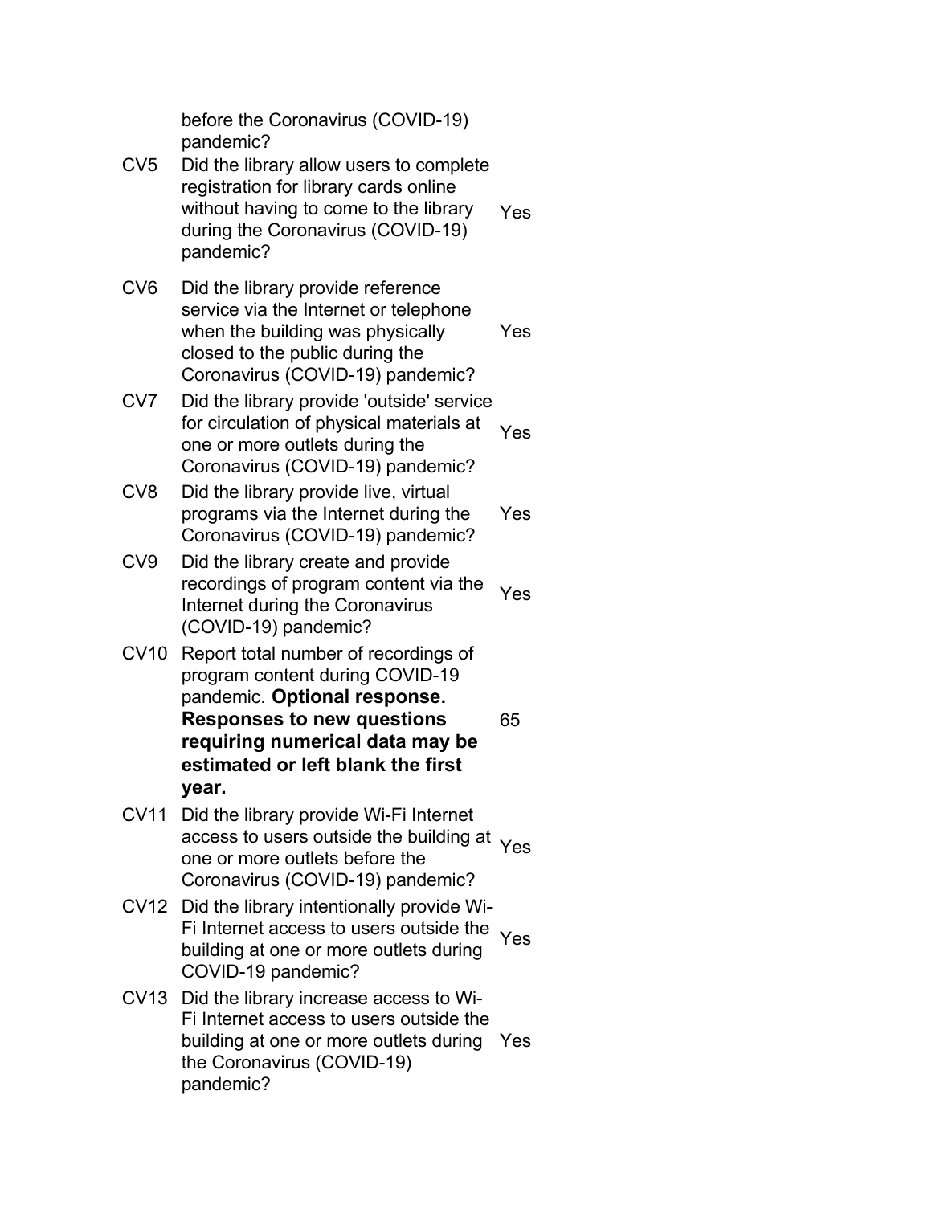| | | |
|---|---|---|
| | before the Coronavirus (COVID-19) pandemic? | |
| CV5 | Did the library allow users to complete registration for library cards online without having to come to the library during the Coronavirus (COVID-19) pandemic? | Yes |
| CV6 | Did the library provide reference service via the Internet or telephone when the building was physically closed to the public during the Coronavirus (COVID-19) pandemic? | Yes |
| CV7 | Did the library provide 'outside' service for circulation of physical materials at one or more outlets during the Coronavirus (COVID-19) pandemic? | Yes |
| CV8 | Did the library provide live, virtual programs via the Internet during the Coronavirus (COVID-19) pandemic? | Yes |
| CV9 | Did the library create and provide recordings of program content via the Internet during the Coronavirus (COVID-19) pandemic? | Yes |
| CV10 | Report total number of recordings of program content during COVID-19 pandemic. **Optional response. Responses to new questions requiring numerical data may be estimated or left blank the first year.** | 65 |
| CV11 | Did the library provide Wi-Fi Internet access to users outside the building at one or more outlets before the Coronavirus (COVID-19) pandemic? | Yes |
| CV12 | Did the library intentionally provide Wi-Fi Internet access to users outside the building at one or more outlets during COVID-19 pandemic? | Yes |
| CV13 | Did the library increase access to Wi-Fi Internet access to users outside the building at one or more outlets during the Coronavirus (COVID-19) pandemic? | Yes |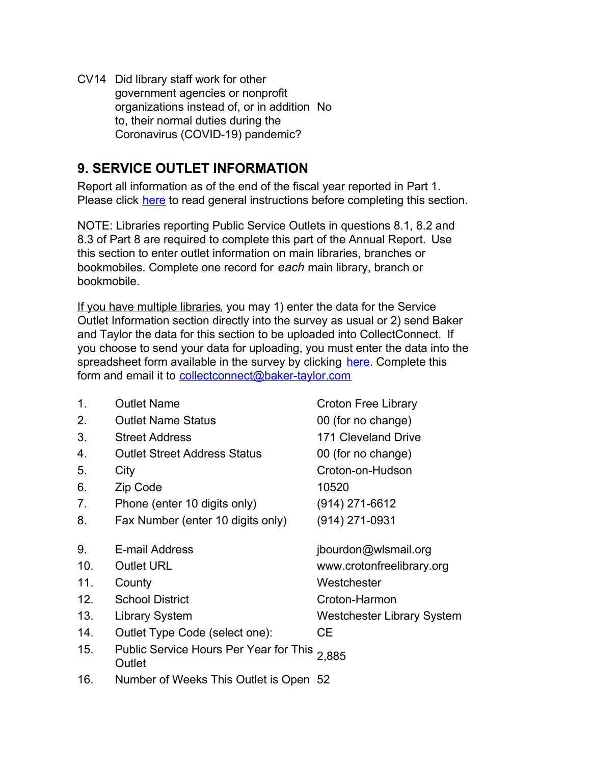| | | |
|---|---|---|
| CV14 | Did library staff work for other government agencies or nonprofit organizations instead of, or in addition to, their normal duties during the Coronavirus (COVID-19) pandemic? | No |

## 9. SERVICE OUTLET INFORMATION

Report all information as of the end of the fiscal year reported in Part 1. Please click here to read general instructions before completing this section.

NOTE: Libraries reporting Public Service Outlets in questions 8.1, 8.2 and 8.3 of Part 8 are required to complete this part of the Annual Report. Use this section to enter outlet information on main libraries, branches or bookmobiles. Complete one record for *each* main library, branch or bookmobile.

If you have multiple libraries, you may 1) enter the data for the Service Outlet Information section directly into the survey as usual or 2) send Baker and Taylor the data for this section to be uploaded into CollectConnect. If you choose to send your data for uploading, you must enter the data into the spreadsheet form available in the survey by clicking here. Complete this form and email it to collectconnect@baker-taylor.com

| | | |
|---|---|---|
| 1. | Outlet Name | Croton Free Library |
| 2. | Outlet Name Status | 00 (for no change) |
| 3. | Street Address | 171 Cleveland Drive |
| 4. | Outlet Street Address Status | 00 (for no change) |
| 5. | City | Croton-on-Hudson |
| 6. | Zip Code | 10520 |
| 7. | Phone (enter 10 digits only) | (914) 271-6612 |
| 8. | Fax Number (enter 10 digits only) | (914) 271-0931 |
| 9. | E-mail Address | jbourdon@wlsmail.org |
| 10. | Outlet URL | www.crotonfreelibrary.org |
| 11. | County | Westchester |
| 12. | School District | Croton-Harmon |
| 13. | Library System | Westchester Library System |
| 14. | Outlet Type Code (select one): | CE |
| 15. | Public Service Hours Per Year for This Outlet | 2,885 |
| 16. | Number of Weeks This Outlet is Open | 52 |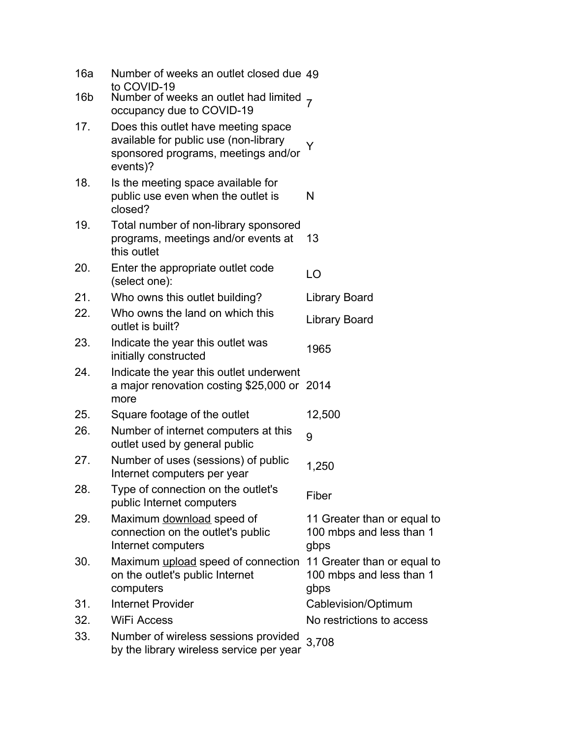| | | |
|---|---|---|
| 16a | Number of weeks an outlet closed due to COVID-19 | 49 |
| 16b | Number of weeks an outlet had limited occupancy due to COVID-19 | 7 |
| 17. | Does this outlet have meeting space available for public use (non-library sponsored programs, meetings and/or events)? | Y |
| 18. | Is the meeting space available for public use even when the outlet is closed? | N |
| 19. | Total number of non-library sponsored programs, meetings and/or events at this outlet | 13 |
| 20. | Enter the appropriate outlet code (select one): | LO |
| 21. | Who owns this outlet building? | Library Board |
| 22. | Who owns the land on which this outlet is built? | Library Board |
| 23. | Indicate the year this outlet was initially constructed | 1965 |
| 24. | Indicate the year this outlet underwent a major renovation costing $25,000 or more | 2014 |
| 25. | Square footage of the outlet | 12,500 |
| 26. | Number of internet computers at this outlet used by general public | 9 |
| 27. | Number of uses (sessions) of public Internet computers per year | 1,250 |
| 28. | Type of connection on the outlet's public Internet computers | Fiber |
| 29. | Maximum download speed of connection on the outlet's public Internet computers | 11 Greater than or equal to 100 mbps and less than 1 gbps |
| 30. | Maximum upload speed of connection on the outlet's public Internet computers | 11 Greater than or equal to 100 mbps and less than 1 gbps |
| 31. | Internet Provider | Cablevision/Optimum |
| 32. | WiFi Access | No restrictions to access |
| 33. | Number of wireless sessions provided by the library wireless service per year | 3,708 |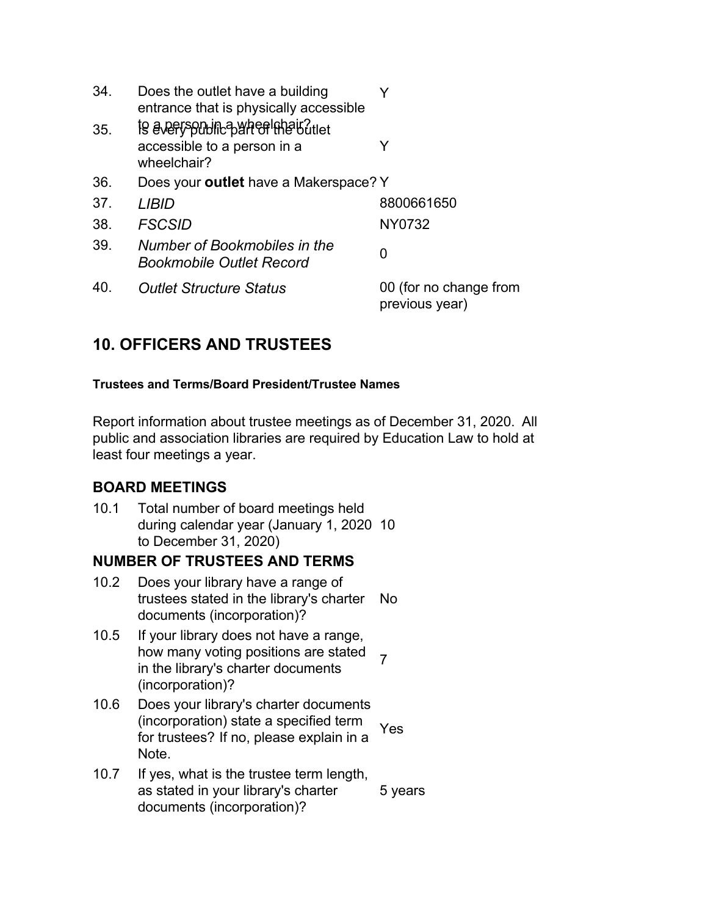| | | |
|---|---|---|
| 34. | Does the outlet have a building entrance that is physically accessible to a person in a wheelchair? | Y |
| 35. | Is every public part of the outlet accessible to a person in a wheelchair? | Y |
| 36. | Does your **outlet** have a Makerspace? | Y |
| 37. | *LIBID* | 8800661650 |
| 38. | *FSCSID* | NY0732 |
| 39. | *Number of Bookmobiles in the Bookmobile Outlet Record* | 0 |
| 40. | *Outlet Structure Status* | 00 (for no change from previous year) |

## 10. OFFICERS AND TRUSTEES

#### Trustees and Terms/Board President/Trustee Names

Report information about trustee meetings as of December 31, 2020. All public and association libraries are required by Education Law to hold at least four meetings a year.

### BOARD MEETINGS

| | | |
|---|---|---|
| 10.1 | Total number of board meetings held during calendar year (January 1, 2020 to December 31, 2020) | 10 |

### NUMBER OF TRUSTEES AND TERMS

| | | |
|---|---|---|
| 10.2 | Does your library have a range of trustees stated in the library's charter documents (incorporation)? | No |
| 10.5 | If your library does not have a range, how many voting positions are stated in the library's charter documents (incorporation)? | 7 |
| 10.6 | Does your library's charter documents (incorporation) state a specified term for trustees? If no, please explain in a Note. | Yes |
| 10.7 | If yes, what is the trustee term length, as stated in your library's charter documents (incorporation)? | 5 years |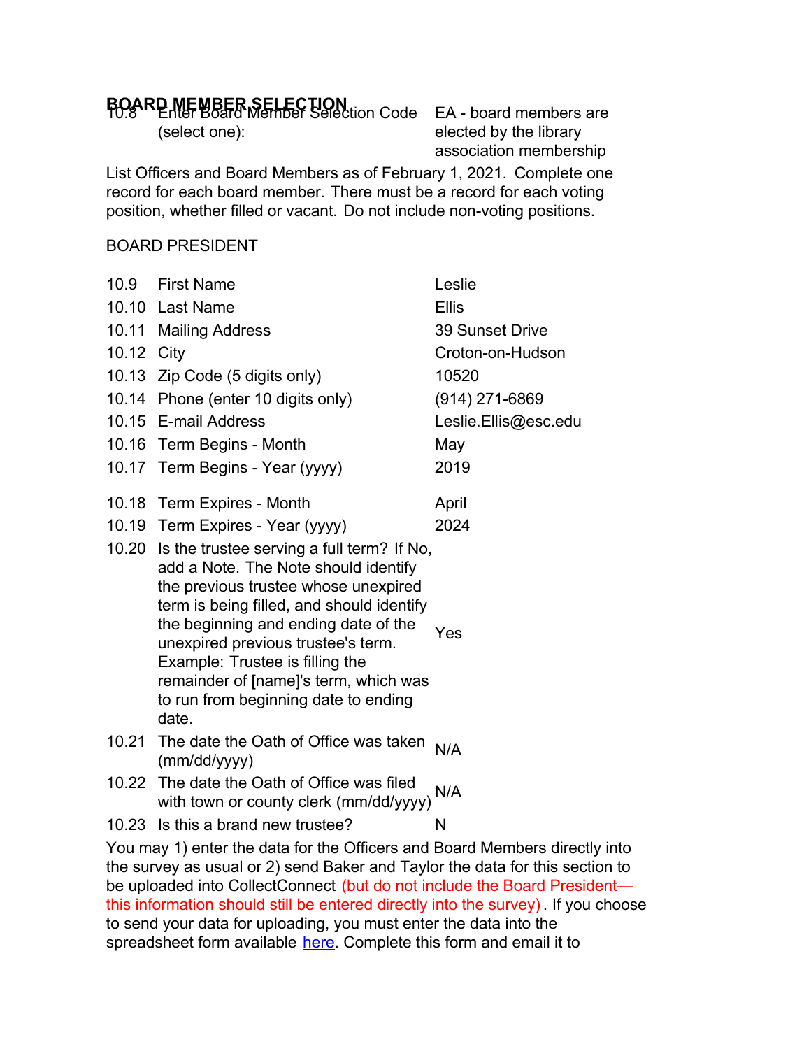## BOARD MEMBER SELECTION

| | | |
|---|---|---|
| 10.8 | Enter Board Member Selection Code (select one): | EA - board members are elected by the library association membership |

List Officers and Board Members as of February 1, 2021. Complete one record for each board member. There must be a record for each voting position, whether filled or vacant. Do not include non-voting positions.

BOARD PRESIDENT

| | | |
|---|---|---|
| 10.9 | First Name | Leslie |
| 10.10 | Last Name | Ellis |
| 10.11 | Mailing Address | 39 Sunset Drive |
| 10.12 | City | Croton-on-Hudson |
| 10.13 | Zip Code (5 digits only) | 10520 |
| 10.14 | Phone (enter 10 digits only) | (914) 271-6869 |
| 10.15 | E-mail Address | Leslie.Ellis@esc.edu |
| 10.16 | Term Begins - Month | May |
| 10.17 | Term Begins - Year (yyyy) | 2019 |
| 10.18 | Term Expires - Month | April |
| 10.19 | Term Expires - Year (yyyy) | 2024 |
| 10.20 | Is the trustee serving a full term? If No, add a Note. The Note should identify the previous trustee whose unexpired term is being filled, and should identify the beginning and ending date of the unexpired previous trustee's term. Example: Trustee is filling the remainder of [name]'s term, which was to run from beginning date to ending date. | Yes |
| 10.21 | The date the Oath of Office was taken (mm/dd/yyyy) | N/A |
| 10.22 | The date the Oath of Office was filed with town or county clerk (mm/dd/yyyy) | N/A |
| 10.23 | Is this a brand new trustee? | N |

You may 1) enter the data for the Officers and Board Members directly into the survey as usual or 2) send Baker and Taylor the data for this section to be uploaded into CollectConnect (but do not include the Board President—this information should still be entered directly into the survey). If you choose to send your data for uploading, you must enter the data into the spreadsheet form available here. Complete this form and email it to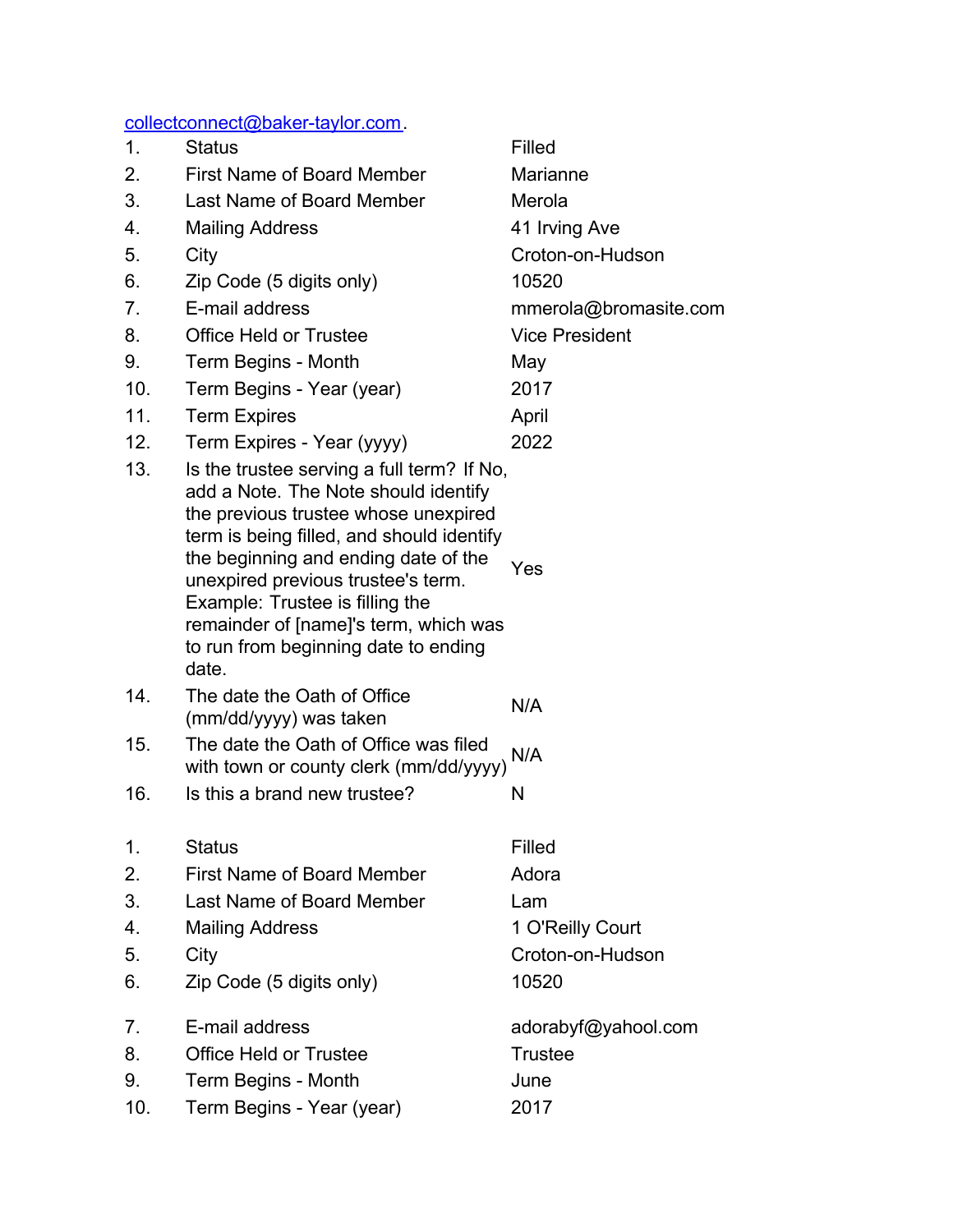collectconnect@baker-taylor.com.

| | | |
|---|---|---|
| 1. | Status | Filled |
| 2. | First Name of Board Member | Marianne |
| 3. | Last Name of Board Member | Merola |
| 4. | Mailing Address | 41 Irving Ave |
| 5. | City | Croton-on-Hudson |
| 6. | Zip Code (5 digits only) | 10520 |
| 7. | E-mail address | mmerola@bromasite.com |
| 8. | Office Held or Trustee | Vice President |
| 9. | Term Begins - Month | May |
| 10. | Term Begins - Year (year) | 2017 |
| 11. | Term Expires | April |
| 12. | Term Expires - Year (yyyy) | 2022 |
| 13. | Is the trustee serving a full term? If No, add a Note. The Note should identify the previous trustee whose unexpired term is being filled, and should identify the beginning and ending date of the unexpired previous trustee's term. Example: Trustee is filling the remainder of [name]'s term, which was to run from beginning date to ending date. | Yes |
| 14. | The date the Oath of Office (mm/dd/yyyy) was taken | N/A |
| 15. | The date the Oath of Office was filed with town or county clerk (mm/dd/yyyy) | N/A |
| 16. | Is this a brand new trustee? | N |

| | | |
|---|---|---|
| 1. | Status | Filled |
| 2. | First Name of Board Member | Adora |
| 3. | Last Name of Board Member | Lam |
| 4. | Mailing Address | 1 O'Reilly Court |
| 5. | City | Croton-on-Hudson |
| 6. | Zip Code (5 digits only) | 10520 |
| 7. | E-mail address | adorabyf@yahool.com |
| 8. | Office Held or Trustee | Trustee |
| 9. | Term Begins - Month | June |
| 10. | Term Begins - Year (year) | 2017 |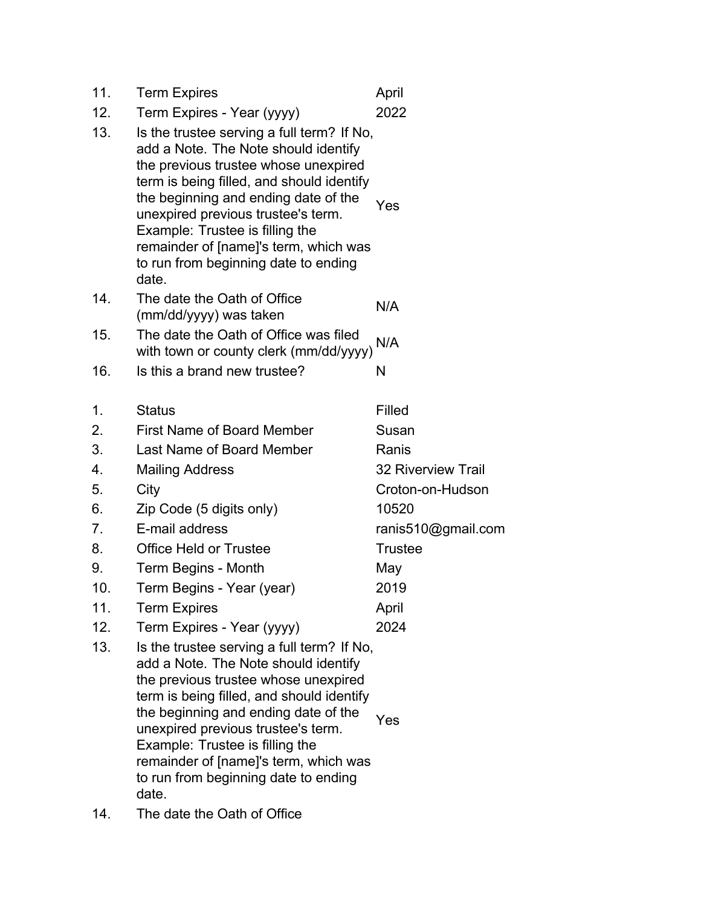| | | |
|---|---|---|
| 11. | Term Expires | April |
| 12. | Term Expires - Year (yyyy) | 2022 |
| 13. | Is the trustee serving a full term? If No, add a Note. The Note should identify the previous trustee whose unexpired term is being filled, and should identify the beginning and ending date of the unexpired previous trustee's term. Example: Trustee is filling the remainder of [name]'s term, which was to run from beginning date to ending date. | Yes |
| 14. | The date the Oath of Office (mm/dd/yyyy) was taken | N/A |
| 15. | The date the Oath of Office was filed with town or county clerk (mm/dd/yyyy) | N/A |
| 16. | Is this a brand new trustee? | N |

| | | |
|---|---|---|
| 1. | Status | Filled |
| 2. | First Name of Board Member | Susan |
| 3. | Last Name of Board Member | Ranis |
| 4. | Mailing Address | 32 Riverview Trail |
| 5. | City | Croton-on-Hudson |
| 6. | Zip Code (5 digits only) | 10520 |
| 7. | E-mail address | ranis510@gmail.com |
| 8. | Office Held or Trustee | Trustee |
| 9. | Term Begins - Month | May |
| 10. | Term Begins - Year (year) | 2019 |
| 11. | Term Expires | April |
| 12. | Term Expires - Year (yyyy) | 2024 |
| 13. | Is the trustee serving a full term? If No, add a Note. The Note should identify the previous trustee whose unexpired term is being filled, and should identify the beginning and ending date of the unexpired previous trustee's term. Example: Trustee is filling the remainder of [name]'s term, which was to run from beginning date to ending date. | Yes |
| 14. | The date the Oath of Office | |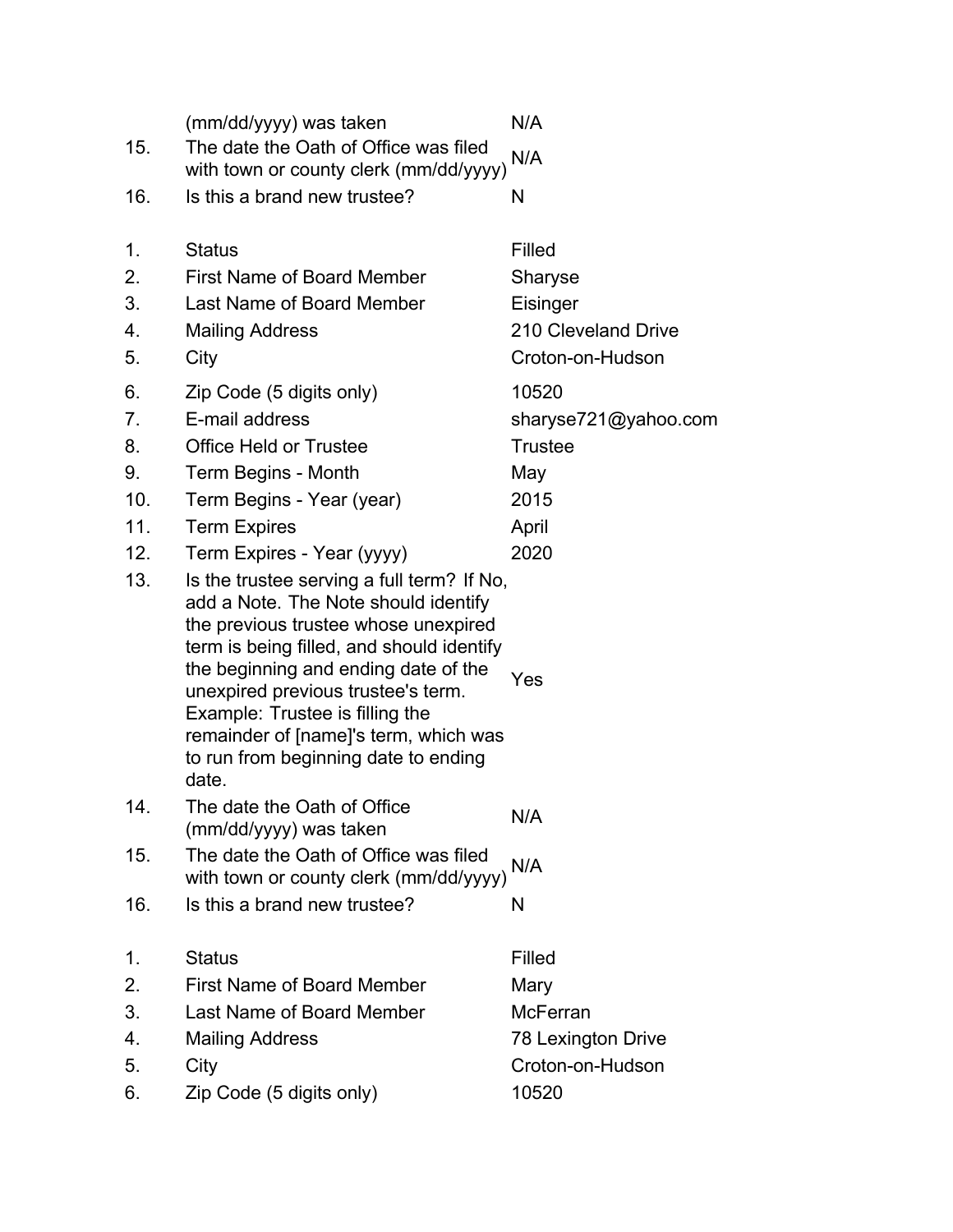| | | |
|---|---|---|
| | (mm/dd/yyyy) was taken | N/A |
| 15. | The date the Oath of Office was filed with town or county clerk (mm/dd/yyyy) | N/A |
| 16. | Is this a brand new trustee? | N |

| | | |
|---|---|---|
| 1. | Status | Filled |
| 2. | First Name of Board Member | Sharyse |
| 3. | Last Name of Board Member | Eisinger |
| 4. | Mailing Address | 210 Cleveland Drive |
| 5. | City | Croton-on-Hudson |
| 6. | Zip Code (5 digits only) | 10520 |
| 7. | E-mail address | sharyse721@yahoo.com |
| 8. | Office Held or Trustee | Trustee |
| 9. | Term Begins - Month | May |
| 10. | Term Begins - Year (year) | 2015 |
| 11. | Term Expires | April |
| 12. | Term Expires - Year (yyyy) | 2020 |
| 13. | Is the trustee serving a full term? If No, add a Note. The Note should identify the previous trustee whose unexpired term is being filled, and should identify the beginning and ending date of the unexpired previous trustee's term. Example: Trustee is filling the remainder of [name]'s term, which was to run from beginning date to ending date. | Yes |
| 14. | The date the Oath of Office (mm/dd/yyyy) was taken | N/A |
| 15. | The date the Oath of Office was filed with town or county clerk (mm/dd/yyyy) | N/A |
| 16. | Is this a brand new trustee? | N |

| | | |
|---|---|---|
| 1. | Status | Filled |
| 2. | First Name of Board Member | Mary |
| 3. | Last Name of Board Member | McFerran |
| 4. | Mailing Address | 78 Lexington Drive |
| 5. | City | Croton-on-Hudson |
| 6. | Zip Code (5 digits only) | 10520 |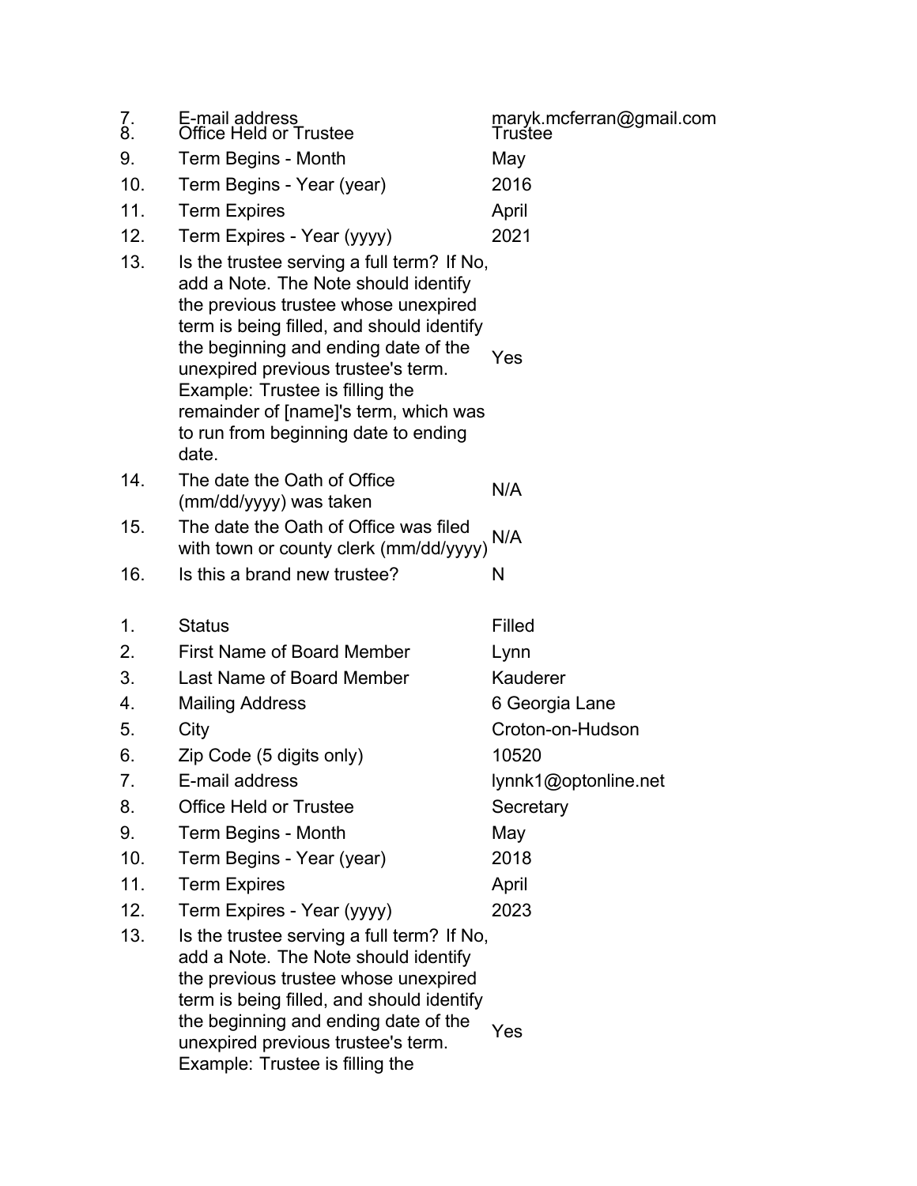| | | |
|---|---|---|
| 7. | E-mail address | maryk.mcferran@gmail.com |
| 8. | Office Held or Trustee | Trustee |
| 9. | Term Begins - Month | May |
| 10. | Term Begins - Year (year) | 2016 |
| 11. | Term Expires | April |
| 12. | Term Expires - Year (yyyy) | 2021 |
| 13. | Is the trustee serving a full term? If No, add a Note. The Note should identify the previous trustee whose unexpired term is being filled, and should identify the beginning and ending date of the unexpired previous trustee's term. Example: Trustee is filling the remainder of [name]'s term, which was to run from beginning date to ending date. | Yes |
| 14. | The date the Oath of Office (mm/dd/yyyy) was taken | N/A |
| 15. | The date the Oath of Office was filed with town or county clerk (mm/dd/yyyy) | N/A |
| 16. | Is this a brand new trustee? | N |

| | | |
|---|---|---|
| 1. | Status | Filled |
| 2. | First Name of Board Member | Lynn |
| 3. | Last Name of Board Member | Kauderer |
| 4. | Mailing Address | 6 Georgia Lane |
| 5. | City | Croton-on-Hudson |
| 6. | Zip Code (5 digits only) | 10520 |
| 7. | E-mail address | lynnk1@optonline.net |
| 8. | Office Held or Trustee | Secretary |
| 9. | Term Begins - Month | May |
| 10. | Term Begins - Year (year) | 2018 |
| 11. | Term Expires | April |
| 12. | Term Expires - Year (yyyy) | 2023 |
| 13. | Is the trustee serving a full term? If No, add a Note. The Note should identify the previous trustee whose unexpired term is being filled, and should identify the beginning and ending date of the unexpired previous trustee's term. Example: Trustee is filling the | Yes |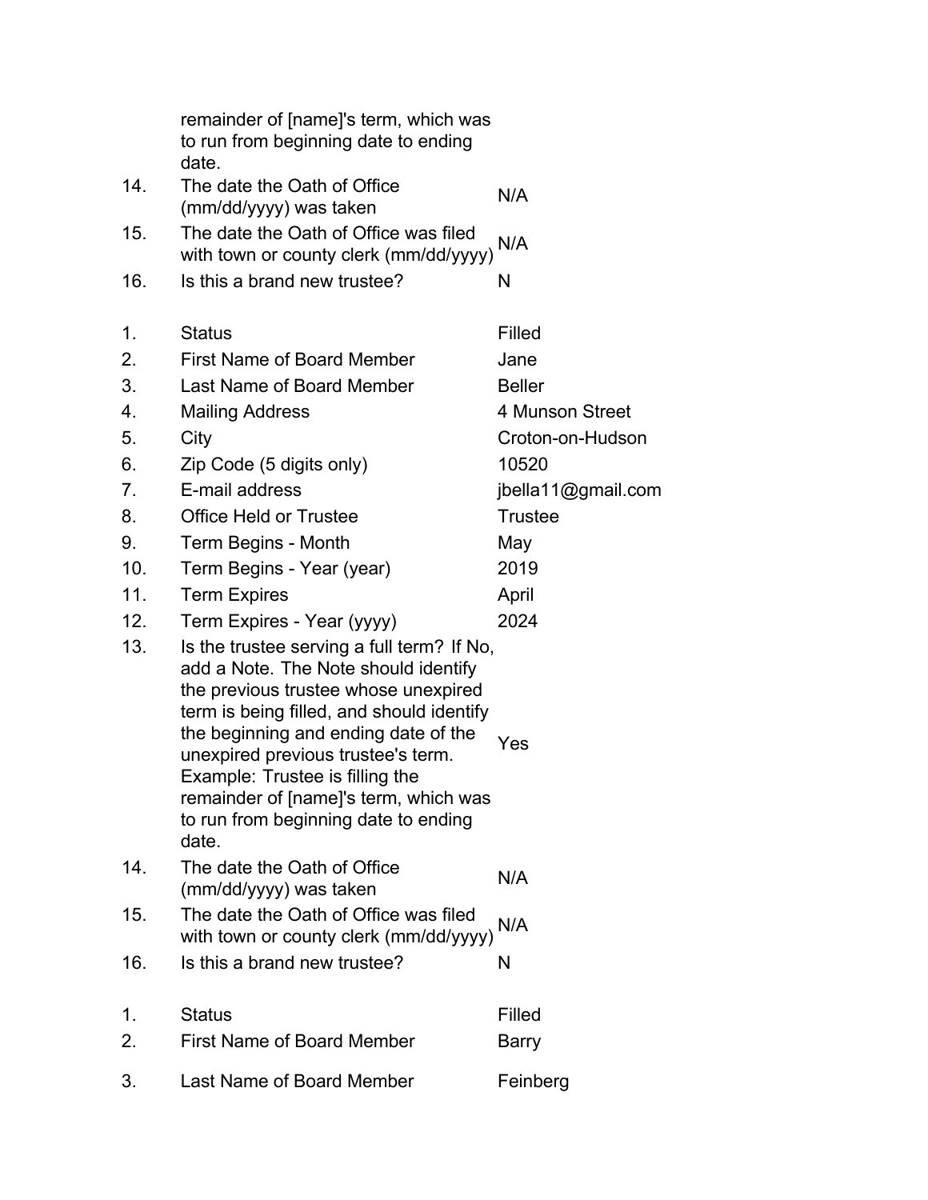|  |  |  |
|---|---|---|
|  | remainder of [name]'s term, which was to run from beginning date to ending date. |  |
| 14. | The date the Oath of Office (mm/dd/yyyy) was taken | N/A |
| 15. | The date the Oath of Office was filed with town or county clerk (mm/dd/yyyy) | N/A |
| 16. | Is this a brand new trustee? | N |

|  |  |  |
|---|---|---|
| 1. | Status | Filled |
| 2. | First Name of Board Member | Jane |
| 3. | Last Name of Board Member | Beller |
| 4. | Mailing Address | 4 Munson Street |
| 5. | City | Croton-on-Hudson |
| 6. | Zip Code (5 digits only) | 10520 |
| 7. | E-mail address | jbella11@gmail.com |
| 8. | Office Held or Trustee | Trustee |
| 9. | Term Begins - Month | May |
| 10. | Term Begins - Year (year) | 2019 |
| 11. | Term Expires | April |
| 12. | Term Expires - Year (yyyy) | 2024 |
| 13. | Is the trustee serving a full term? If No, add a Note. The Note should identify the previous trustee whose unexpired term is being filled, and should identify the beginning and ending date of the unexpired previous trustee's term. Example: Trustee is filling the remainder of [name]'s term, which was to run from beginning date to ending date. | Yes |
| 14. | The date the Oath of Office (mm/dd/yyyy) was taken | N/A |
| 15. | The date the Oath of Office was filed with town or county clerk (mm/dd/yyyy) | N/A |
| 16. | Is this a brand new trustee? | N |

|  |  |  |
|---|---|---|
| 1. | Status | Filled |
| 2. | First Name of Board Member | Barry |
| 3. | Last Name of Board Member | Feinberg |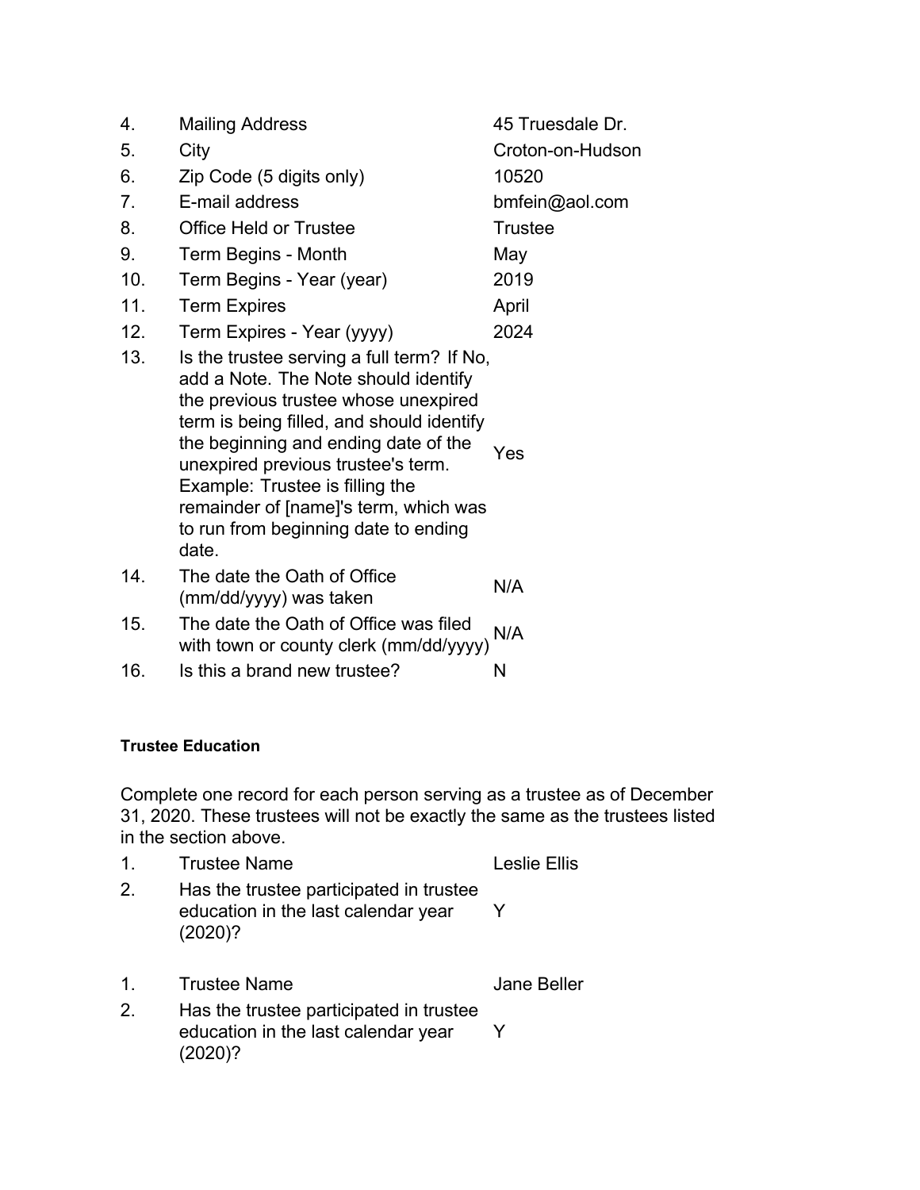| | | |
|---|---|---|
| 4. | Mailing Address | 45 Truesdale Dr. |
| 5. | City | Croton-on-Hudson |
| 6. | Zip Code (5 digits only) | 10520 |
| 7. | E-mail address | bmfein@aol.com |
| 8. | Office Held or Trustee | Trustee |
| 9. | Term Begins - Month | May |
| 10. | Term Begins - Year (year) | 2019 |
| 11. | Term Expires | April |
| 12. | Term Expires - Year (yyyy) | 2024 |
| 13. | Is the trustee serving a full term? If No, add a Note. The Note should identify the previous trustee whose unexpired term is being filled, and should identify the beginning and ending date of the unexpired previous trustee's term. Example: Trustee is filling the remainder of [name]'s term, which was to run from beginning date to ending date. | Yes |
| 14. | The date the Oath of Office (mm/dd/yyyy) was taken | N/A |
| 15. | The date the Oath of Office was filed with town or county clerk (mm/dd/yyyy) | N/A |
| 16. | Is this a brand new trustee? | N |

**Trustee Education**

Complete one record for each person serving as a trustee as of December 31, 2020. These trustees will not be exactly the same as the trustees listed in the section above.

| | | |
|---|---|---|
| 1. | Trustee Name | Leslie Ellis |
| 2. | Has the trustee participated in trustee education in the last calendar year (2020)? | Y |

| | | |
|---|---|---|
| 1. | Trustee Name | Jane Beller |
| 2. | Has the trustee participated in trustee education in the last calendar year (2020)? | Y |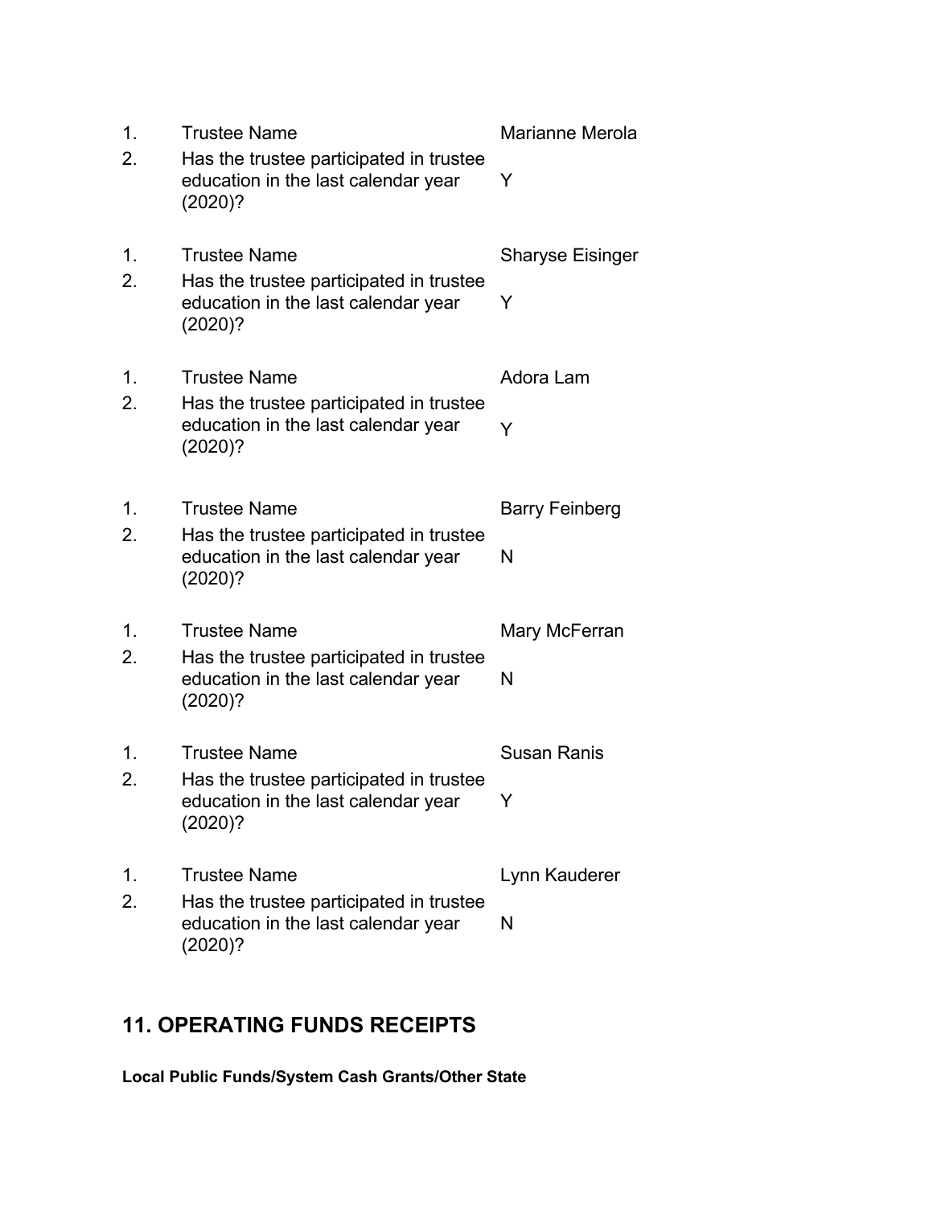1. Trustee Name Marianne Merola
2. Has the trustee participated in trustee education in the last calendar year (2020)? Y

1. Trustee Name Sharyse Eisinger
2. Has the trustee participated in trustee education in the last calendar year (2020)? Y

1. Trustee Name Adora Lam
2. Has the trustee participated in trustee education in the last calendar year (2020)? Y

1. Trustee Name Barry Feinberg
2. Has the trustee participated in trustee education in the last calendar year (2020)? N

1. Trustee Name Mary McFerran
2. Has the trustee participated in trustee education in the last calendar year (2020)? N

1. Trustee Name Susan Ranis
2. Has the trustee participated in trustee education in the last calendar year (2020)? Y

1. Trustee Name Lynn Kauderer
2. Has the trustee participated in trustee education in the last calendar year (2020)? N

## 11. OPERATING FUNDS RECEIPTS

**Local Public Funds/System Cash Grants/Other State**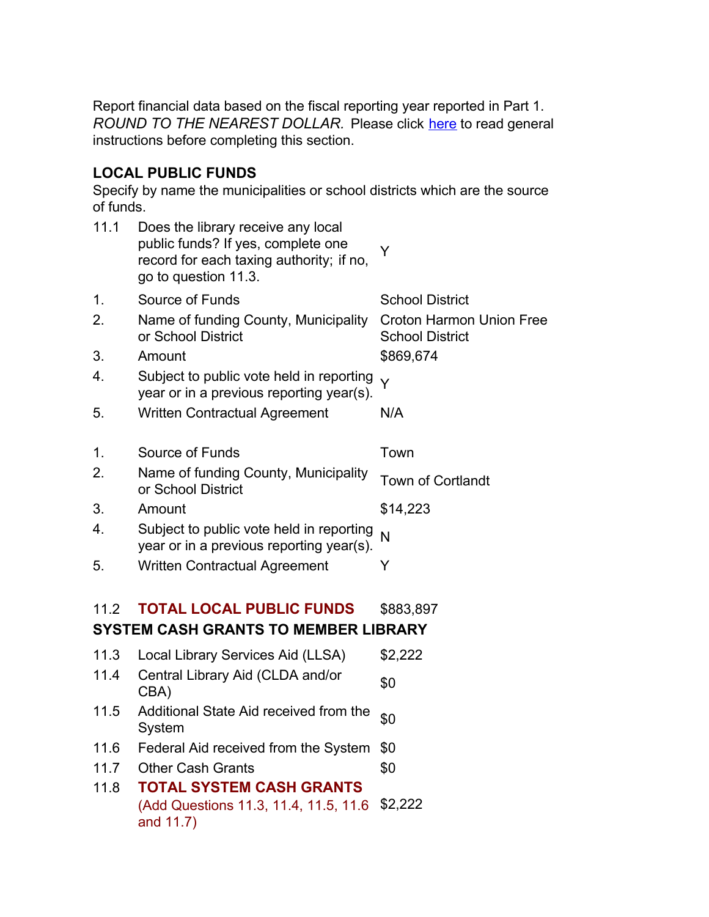Report financial data based on the fiscal reporting year reported in Part 1. *ROUND TO THE NEAREST DOLLAR.* Please click here to read general instructions before completing this section.

**LOCAL PUBLIC FUNDS**

Specify by name the municipalities or school districts which are the source of funds.

| | | |
|---|---|---|
| 11.1 | Does the library receive any local public funds? If yes, complete one record for each taxing authority; if no, go to question 11.3. | Y |
| 1. | Source of Funds | School District |
| 2. | Name of funding County, Municipality or School District | Croton Harmon Union Free School District |
| 3. | Amount | $869,674 |
| 4. | Subject to public vote held in reporting year or in a previous reporting year(s). | Y |
| 5. | Written Contractual Agreement | N/A |
| 1. | Source of Funds | Town |
| 2. | Name of funding County, Municipality or School District | Town of Cortlandt |
| 3. | Amount | $14,223 |
| 4. | Subject to public vote held in reporting year or in a previous reporting year(s). | N |
| 5. | Written Contractual Agreement | Y |
| 11.2 | **TOTAL LOCAL PUBLIC FUNDS** | $883,897 |

**SYSTEM CASH GRANTS TO MEMBER LIBRARY**

| | | |
|---|---|---|
| 11.3 | Local Library Services Aid (LLSA) | $2,222 |
| 11.4 | Central Library Aid (CLDA and/or CBA) | $0 |
| 11.5 | Additional State Aid received from the System | $0 |
| 11.6 | Federal Aid received from the System | $0 |
| 11.7 | Other Cash Grants | $0 |
| 11.8 | **TOTAL SYSTEM CASH GRANTS** (Add Questions 11.3, 11.4, 11.5, 11.6 and 11.7) | $2,222 |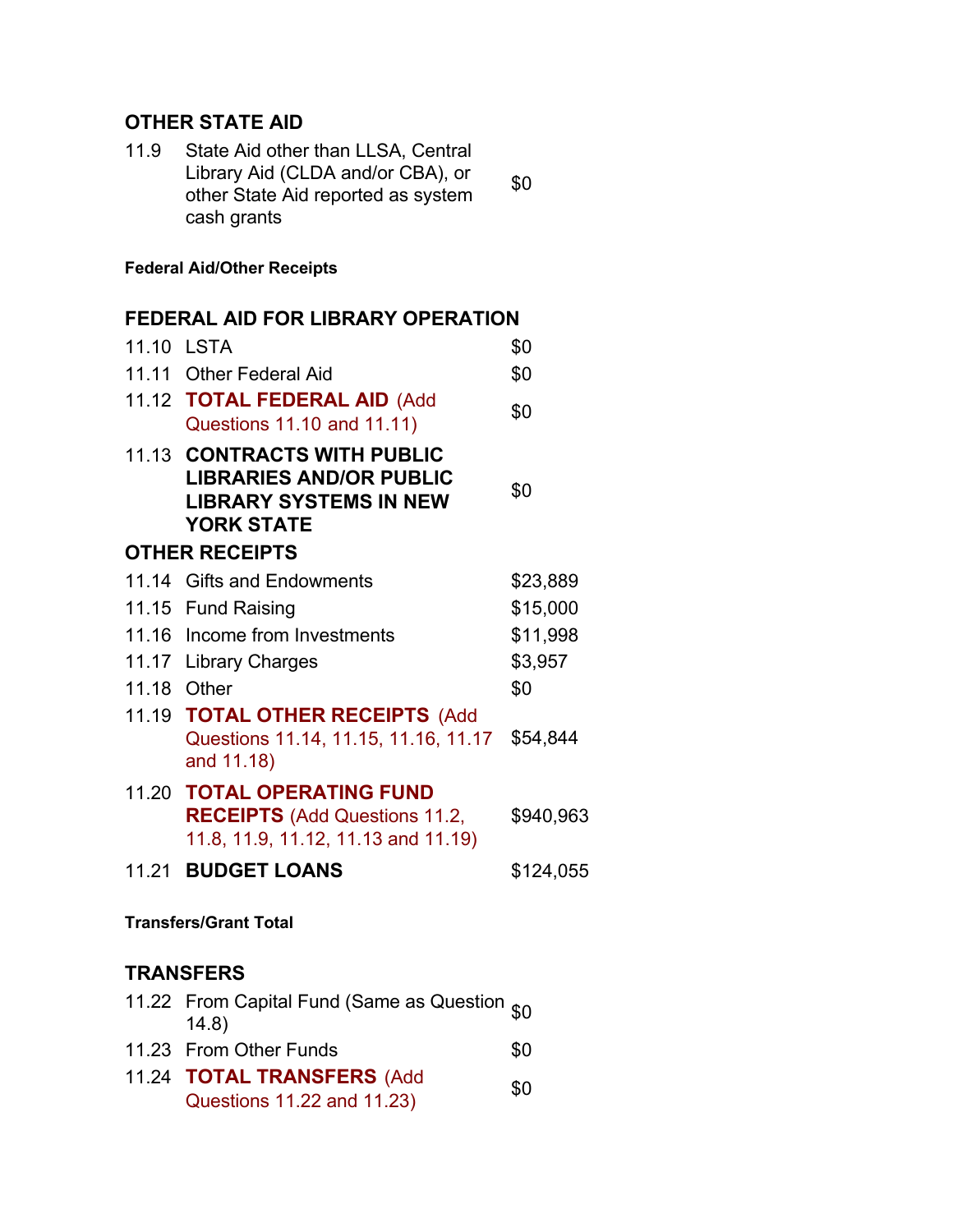## OTHER STATE AID

| | | |
|---|---|---|
| 11.9 | State Aid other than LLSA, Central Library Aid (CLDA and/or CBA), or other State Aid reported as system cash grants | $0 |

#### Federal Aid/Other Receipts

## FEDERAL AID FOR LIBRARY OPERATION

| | | |
|---|---|---|
| 11.10 | LSTA | $0 |
| 11.11 | Other Federal Aid | $0 |
| 11.12 | **TOTAL FEDERAL AID** (Add Questions 11.10 and 11.11) | $0 |
| 11.13 | **CONTRACTS WITH PUBLIC LIBRARIES AND/OR PUBLIC LIBRARY SYSTEMS IN NEW YORK STATE** | $0 |

## OTHER RECEIPTS

| | | |
|---|---|---|
| 11.14 | Gifts and Endowments | $23,889 |
| 11.15 | Fund Raising | $15,000 |
| 11.16 | Income from Investments | $11,998 |
| 11.17 | Library Charges | $3,957 |
| 11.18 | Other | $0 |
| 11.19 | **TOTAL OTHER RECEIPTS** (Add Questions 11.14, 11.15, 11.16, 11.17 and 11.18) | $54,844 |
| 11.20 | **TOTAL OPERATING FUND RECEIPTS** (Add Questions 11.2, 11.8, 11.9, 11.12, 11.13 and 11.19) | $940,963 |
| 11.21 | **BUDGET LOANS** | $124,055 |

#### Transfers/Grant Total

## TRANSFERS

| | | |
|---|---|---|
| 11.22 | From Capital Fund (Same as Question 14.8) | $0 |
| 11.23 | From Other Funds | $0 |
| 11.24 | **TOTAL TRANSFERS** (Add Questions 11.22 and 11.23) | $0 |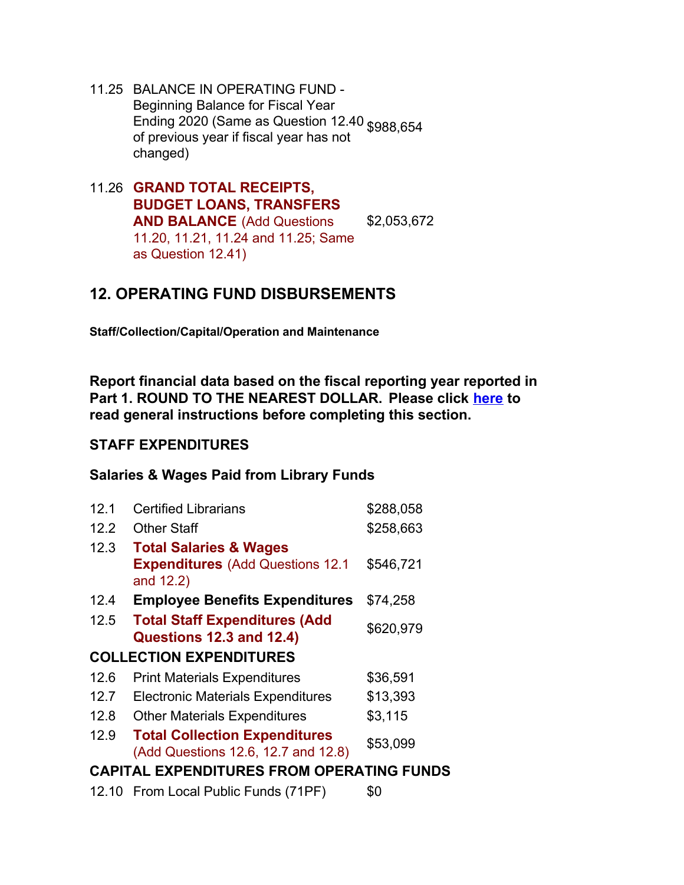| | | |
|---|---|---|
| 11.25 | BALANCE IN OPERATING FUND - Beginning Balance for Fiscal Year Ending 2020 (Same as Question 12.40 of previous year if fiscal year has not changed) | $988,654 |
| 11.26 | **GRAND TOTAL RECEIPTS, BUDGET LOANS, TRANSFERS AND BALANCE** (Add Questions 11.20, 11.21, 11.24 and 11.25; Same as Question 12.41) | $2,053,672 |

## 12. OPERATING FUND DISBURSEMENTS

**Staff/Collection/Capital/Operation and Maintenance**

**Report financial data based on the fiscal reporting year reported in Part 1. ROUND TO THE NEAREST DOLLAR. Please click here to read general instructions before completing this section.**

### STAFF EXPENDITURES

**Salaries & Wages Paid from Library Funds**

| | | |
|---|---|---|
| 12.1 | Certified Librarians | $288,058 |
| 12.2 | Other Staff | $258,663 |
| 12.3 | **Total Salaries & Wages Expenditures** (Add Questions 12.1 and 12.2) | $546,721 |
| 12.4 | **Employee Benefits Expenditures** | $74,258 |
| 12.5 | **Total Staff Expenditures (Add Questions 12.3 and 12.4)** | $620,979 |
| **COLLECTION EXPENDITURES** | | |
| 12.6 | Print Materials Expenditures | $36,591 |
| 12.7 | Electronic Materials Expenditures | $13,393 |
| 12.8 | Other Materials Expenditures | $3,115 |
| 12.9 | **Total Collection Expenditures** (Add Questions 12.6, 12.7 and 12.8) | $53,099 |
| **CAPITAL EXPENDITURES FROM OPERATING FUNDS** | | |
| 12.10 | From Local Public Funds (71PF) | $0 |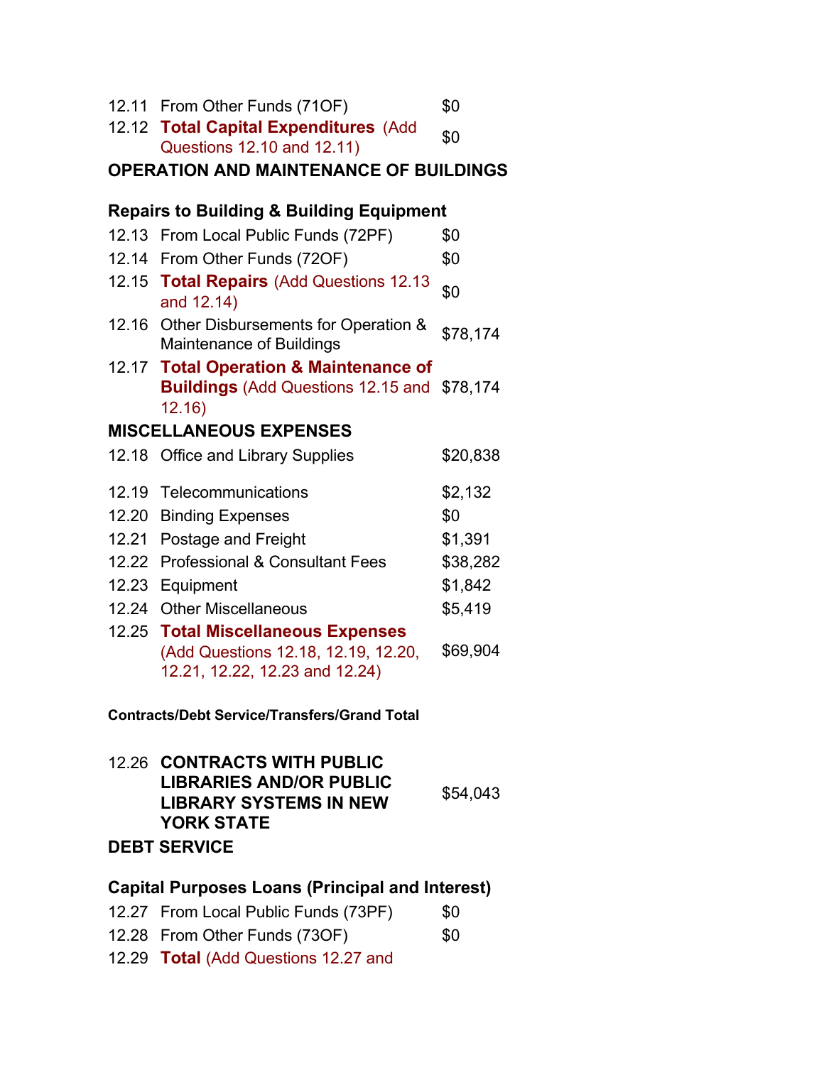| | | |
|---|---|---|
| 12.11 | From Other Funds (71OF) | $0 |
| 12.12 | **Total Capital Expenditures** (Add Questions 12.10 and 12.11) | $0 |

**OPERATION AND MAINTENANCE OF BUILDINGS**

**Repairs to Building & Building Equipment**

| | | |
|---|---|---|
| 12.13 | From Local Public Funds (72PF) | $0 |
| 12.14 | From Other Funds (72OF) | $0 |
| 12.15 | **Total Repairs** (Add Questions 12.13 and 12.14) | $0 |
| 12.16 | Other Disbursements for Operation & Maintenance of Buildings | $78,174 |
| 12.17 | **Total Operation & Maintenance of Buildings** (Add Questions 12.15 and 12.16) | $78,174 |

**MISCELLANEOUS EXPENSES**

| | | |
|---|---|---|
| 12.18 | Office and Library Supplies | $20,838 |
| 12.19 | Telecommunications | $2,132 |
| 12.20 | Binding Expenses | $0 |
| 12.21 | Postage and Freight | $1,391 |
| 12.22 | Professional & Consultant Fees | $38,282 |
| 12.23 | Equipment | $1,842 |
| 12.24 | Other Miscellaneous | $5,419 |
| 12.25 | **Total Miscellaneous Expenses** (Add Questions 12.18, 12.19, 12.20, 12.21, 12.22, 12.23 and 12.24) | $69,904 |

**Contracts/Debt Service/Transfers/Grand Total**

| | | |
|---|---|---|
| 12.26 | **CONTRACTS WITH PUBLIC LIBRARIES AND/OR PUBLIC LIBRARY SYSTEMS IN NEW YORK STATE** | $54,043 |

**DEBT SERVICE**

**Capital Purposes Loans (Principal and Interest)**

| | | |
|---|---|---|
| 12.27 | From Local Public Funds (73PF) | $0 |
| 12.28 | From Other Funds (73OF) | $0 |
| 12.29 | **Total** (Add Questions 12.27 and | |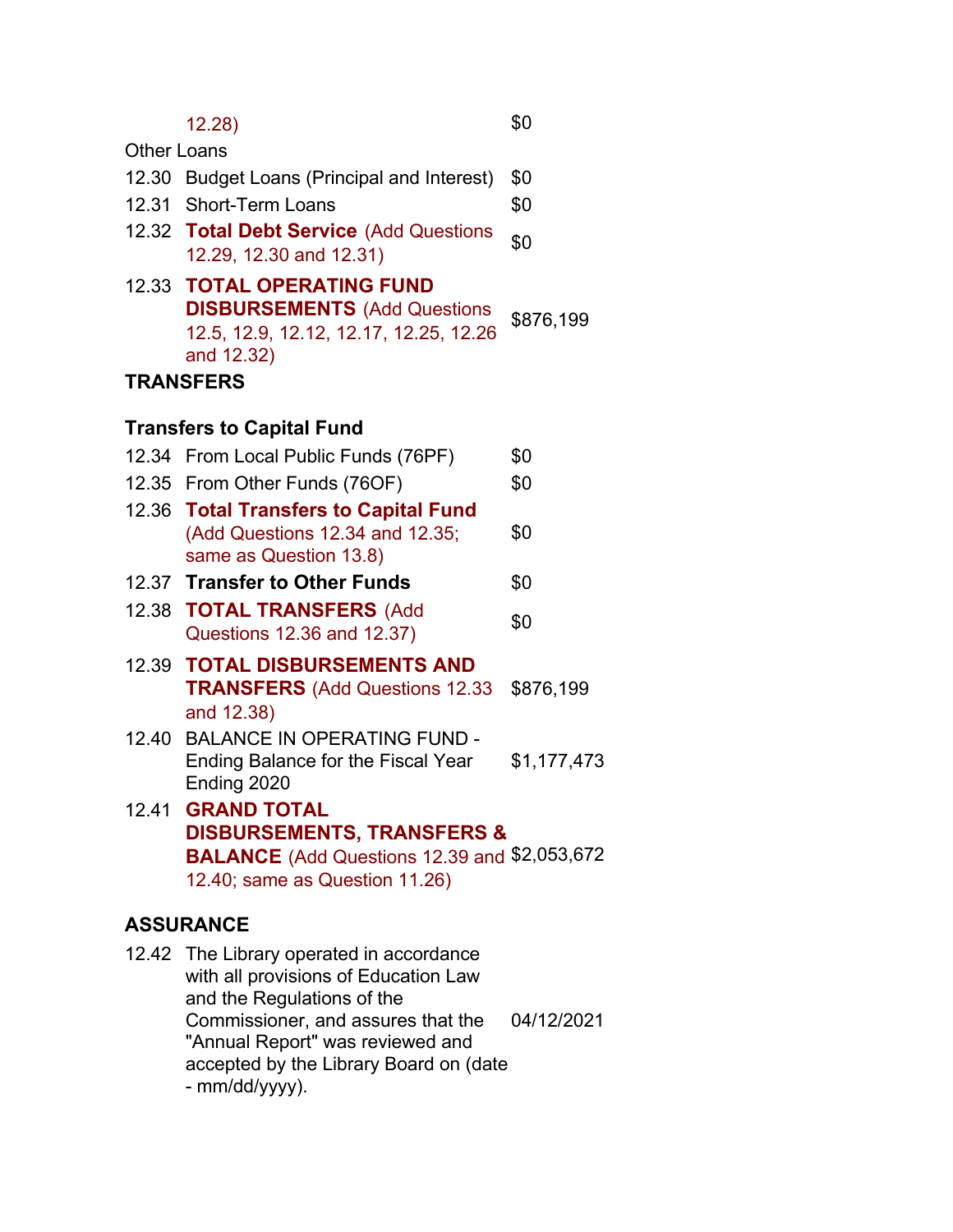| | | |
|---|---|---|
| | 12.28) | $0 |

Other Loans

| | | |
|---|---|---|
| 12.30 | Budget Loans (Principal and Interest) | $0 |
| 12.31 | Short-Term Loans | $0 |
| 12.32 | **Total Debt Service** (Add Questions 12.29, 12.30 and 12.31) | $0 |
| 12.33 | **TOTAL OPERATING FUND DISBURSEMENTS** (Add Questions 12.5, 12.9, 12.12, 12.17, 12.25, 12.26 and 12.32) | $876,199 |

**TRANSFERS**

**Transfers to Capital Fund**

| | | |
|---|---|---|
| 12.34 | From Local Public Funds (76PF) | $0 |
| 12.35 | From Other Funds (76OF) | $0 |
| 12.36 | **Total Transfers to Capital Fund** (Add Questions 12.34 and 12.35; same as Question 13.8) | $0 |
| 12.37 | **Transfer to Other Funds** | $0 |
| 12.38 | **TOTAL TRANSFERS** (Add Questions 12.36 and 12.37) | $0 |
| 12.39 | **TOTAL DISBURSEMENTS AND TRANSFERS** (Add Questions 12.33 and 12.38) | $876,199 |
| 12.40 | BALANCE IN OPERATING FUND - Ending Balance for the Fiscal Year Ending 2020 | $1,177,473 |
| 12.41 | **GRAND TOTAL DISBURSEMENTS, TRANSFERS & BALANCE** (Add Questions 12.39 and 12.40; same as Question 11.26) | $2,053,672 |

**ASSURANCE**

| | | |
|---|---|---|
| 12.42 | The Library operated in accordance with all provisions of Education Law and the Regulations of the Commissioner, and assures that the "Annual Report" was reviewed and accepted by the Library Board on (date - mm/dd/yyyy). | 04/12/2021 |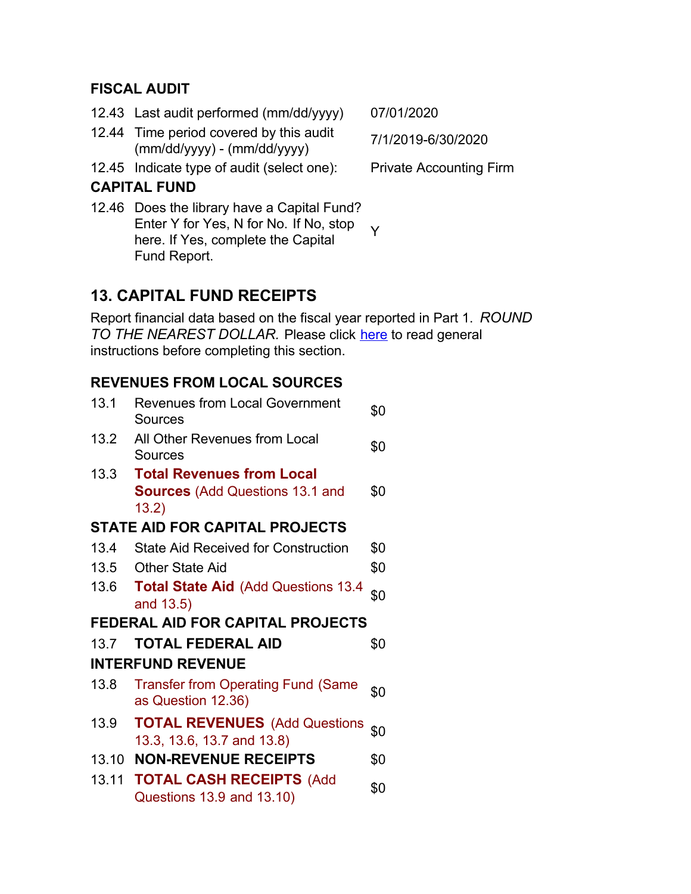### FISCAL AUDIT

| | | |
|---|---|---|
| 12.43 | Last audit performed (mm/dd/yyyy) | 07/01/2020 |
| 12.44 | Time period covered by this audit (mm/dd/yyyy) - (mm/dd/yyyy) | 7/1/2019-6/30/2020 |
| 12.45 | Indicate type of audit (select one): | Private Accounting Firm |

### CAPITAL FUND

| | | |
|---|---|---|
| 12.46 | Does the library have a Capital Fund? Enter Y for Yes, N for No. If No, stop here. If Yes, complete the Capital Fund Report. | Y |

## 13. CAPITAL FUND RECEIPTS

Report financial data based on the fiscal year reported in Part 1. *ROUND TO THE NEAREST DOLLAR.* Please click here to read general instructions before completing this section.

### REVENUES FROM LOCAL SOURCES

| | | |
|---|---|---|
| 13.1 | Revenues from Local Government Sources | $0 |
| 13.2 | All Other Revenues from Local Sources | $0 |
| 13.3 | **Total Revenues from Local Sources** (Add Questions 13.1 and 13.2) | $0 |

### STATE AID FOR CAPITAL PROJECTS

| | | |
|---|---|---|
| 13.4 | State Aid Received for Construction | $0 |
| 13.5 | Other State Aid | $0 |
| 13.6 | **Total State Aid** (Add Questions 13.4 and 13.5) | $0 |

### FEDERAL AID FOR CAPITAL PROJECTS

| | | |
|---|---|---|
| 13.7 | **TOTAL FEDERAL AID** | $0 |

### INTERFUND REVENUE

| | | |
|---|---|---|
| 13.8 | Transfer from Operating Fund (Same as Question 12.36) | $0 |
| 13.9 | **TOTAL REVENUES** (Add Questions 13.3, 13.6, 13.7 and 13.8) | $0 |
| 13.10 | **NON-REVENUE RECEIPTS** | $0 |
| 13.11 | **TOTAL CASH RECEIPTS** (Add Questions 13.9 and 13.10) | $0 |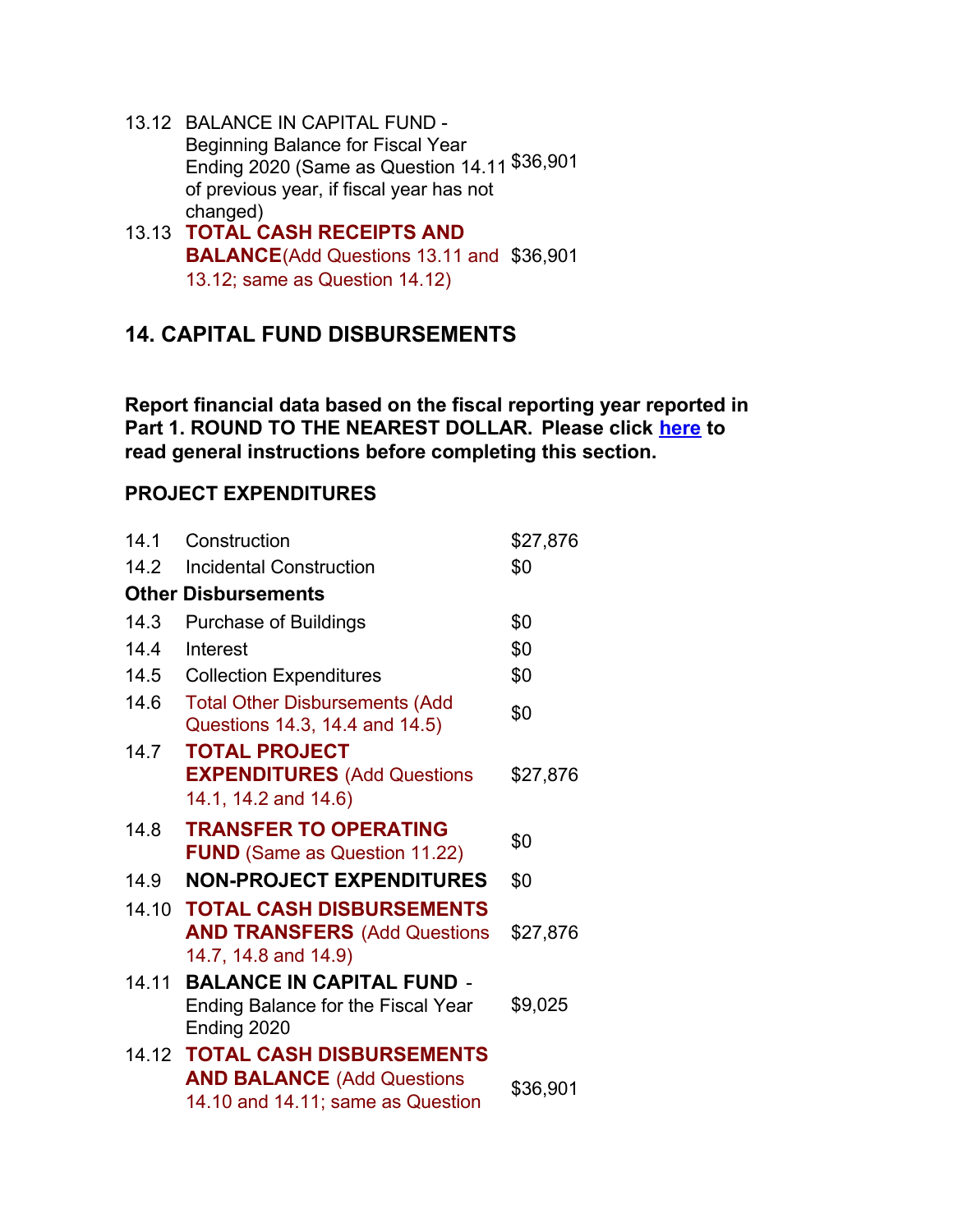| | | |
|---|---|---|
| 13.12 | BALANCE IN CAPITAL FUND - Beginning Balance for Fiscal Year Ending 2020 (Same as Question 14.11 of previous year, if fiscal year has not changed) | $36,901 |
| 13.13 | **TOTAL CASH RECEIPTS AND BALANCE**(Add Questions 13.11 and 13.12; same as Question 14.12) | $36,901 |

## 14. CAPITAL FUND DISBURSEMENTS

**Report financial data based on the fiscal reporting year reported in Part 1. ROUND TO THE NEAREST DOLLAR. Please click here to read general instructions before completing this section.**

### PROJECT EXPENDITURES

| | | |
|---|---|---|
| 14.1 | Construction | $27,876 |
| 14.2 | Incidental Construction | $0 |
| **Other Disbursements** | | |
| 14.3 | Purchase of Buildings | $0 |
| 14.4 | Interest | $0 |
| 14.5 | Collection Expenditures | $0 |
| 14.6 | Total Other Disbursements (Add Questions 14.3, 14.4 and 14.5) | $0 |
| 14.7 | **TOTAL PROJECT EXPENDITURES** (Add Questions 14.1, 14.2 and 14.6) | $27,876 |
| 14.8 | **TRANSFER TO OPERATING FUND** (Same as Question 11.22) | $0 |
| 14.9 | **NON-PROJECT EXPENDITURES** | $0 |
| 14.10 | **TOTAL CASH DISBURSEMENTS AND TRANSFERS** (Add Questions 14.7, 14.8 and 14.9) | $27,876 |
| 14.11 | **BALANCE IN CAPITAL FUND** - Ending Balance for the Fiscal Year Ending 2020 | $9,025 |
| 14.12 | **TOTAL CASH DISBURSEMENTS AND BALANCE** (Add Questions 14.10 and 14.11; same as Question | $36,901 |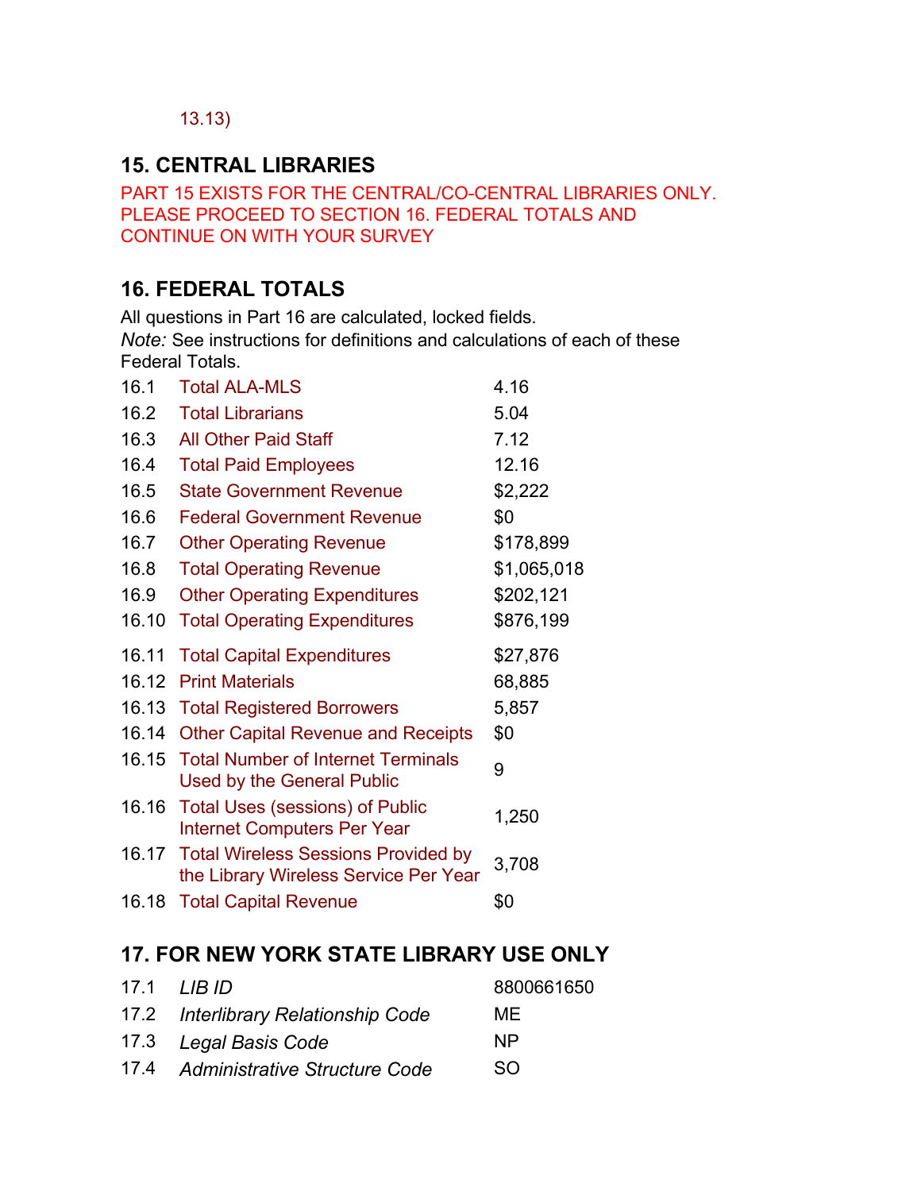13.13)

## 15. CENTRAL LIBRARIES

PART 15 EXISTS FOR THE CENTRAL/CO-CENTRAL LIBRARIES ONLY. PLEASE PROCEED TO SECTION 16. FEDERAL TOTALS AND CONTINUE ON WITH YOUR SURVEY

## 16. FEDERAL TOTALS

All questions in Part 16 are calculated, locked fields.

*Note:* See instructions for definitions and calculations of each of these Federal Totals.

| | | |
|---|---|---|
| 16.1 | Total ALA-MLS | 4.16 |
| 16.2 | Total Librarians | 5.04 |
| 16.3 | All Other Paid Staff | 7.12 |
| 16.4 | Total Paid Employees | 12.16 |
| 16.5 | State Government Revenue | $2,222 |
| 16.6 | Federal Government Revenue | $0 |
| 16.7 | Other Operating Revenue | $178,899 |
| 16.8 | Total Operating Revenue | $1,065,018 |
| 16.9 | Other Operating Expenditures | $202,121 |
| 16.10 | Total Operating Expenditures | $876,199 |
| 16.11 | Total Capital Expenditures | $27,876 |
| 16.12 | Print Materials | 68,885 |
| 16.13 | Total Registered Borrowers | 5,857 |
| 16.14 | Other Capital Revenue and Receipts | $0 |
| 16.15 | Total Number of Internet Terminals Used by the General Public | 9 |
| 16.16 | Total Uses (sessions) of Public Internet Computers Per Year | 1,250 |
| 16.17 | Total Wireless Sessions Provided by the Library Wireless Service Per Year | 3,708 |
| 16.18 | Total Capital Revenue | $0 |

## 17. FOR NEW YORK STATE LIBRARY USE ONLY

| | | |
|---|---|---|
| 17.1 | *LIB ID* | 8800661650 |
| 17.2 | *Interlibrary Relationship Code* | ME |
| 17.3 | *Legal Basis Code* | NP |
| 17.4 | *Administrative Structure Code* | SO |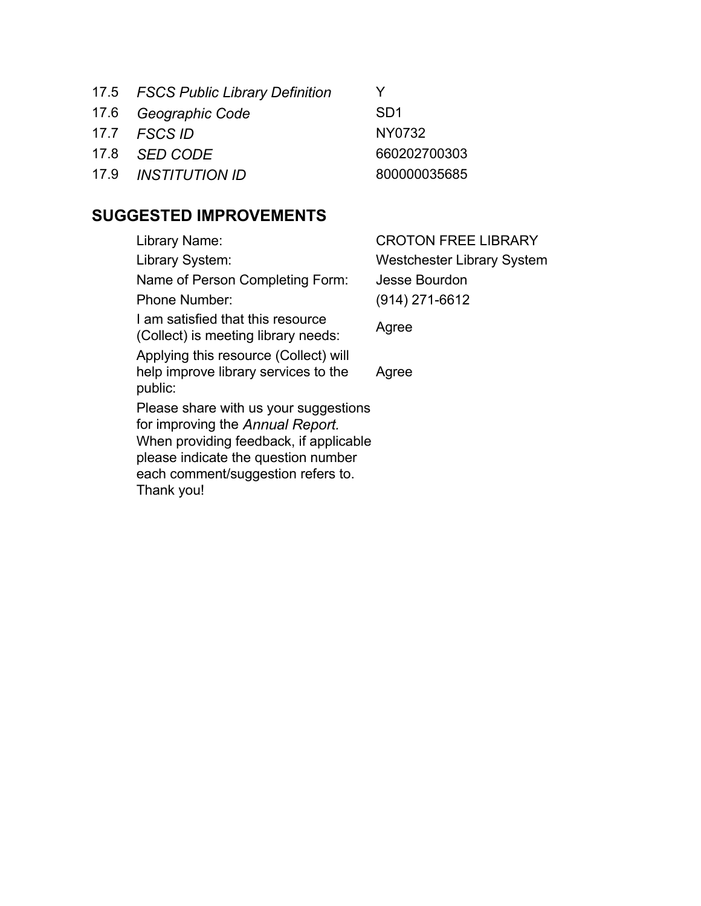| | | |
|---|---|---|
| 17.5 | *FSCS Public Library Definition* | Y |
| 17.6 | *Geographic Code* | SD1 |
| 17.7 | *FSCS ID* | NY0732 |
| 17.8 | *SED CODE* | 660202700303 |
| 17.9 | *INSTITUTION ID* | 800000035685 |

## SUGGESTED IMPROVEMENTS

| | |
|---|---|
| Library Name: | CROTON FREE LIBRARY |
| Library System: | Westchester Library System |
| Name of Person Completing Form: | Jesse Bourdon |
| Phone Number: | (914) 271-6612 |
| I am satisfied that this resource (Collect) is meeting library needs: | Agree |
| Applying this resource (Collect) will help improve library services to the public: | Agree |
| Please share with us your suggestions for improving the *Annual Report.* When providing feedback, if applicable please indicate the question number each comment/suggestion refers to. Thank you! | |